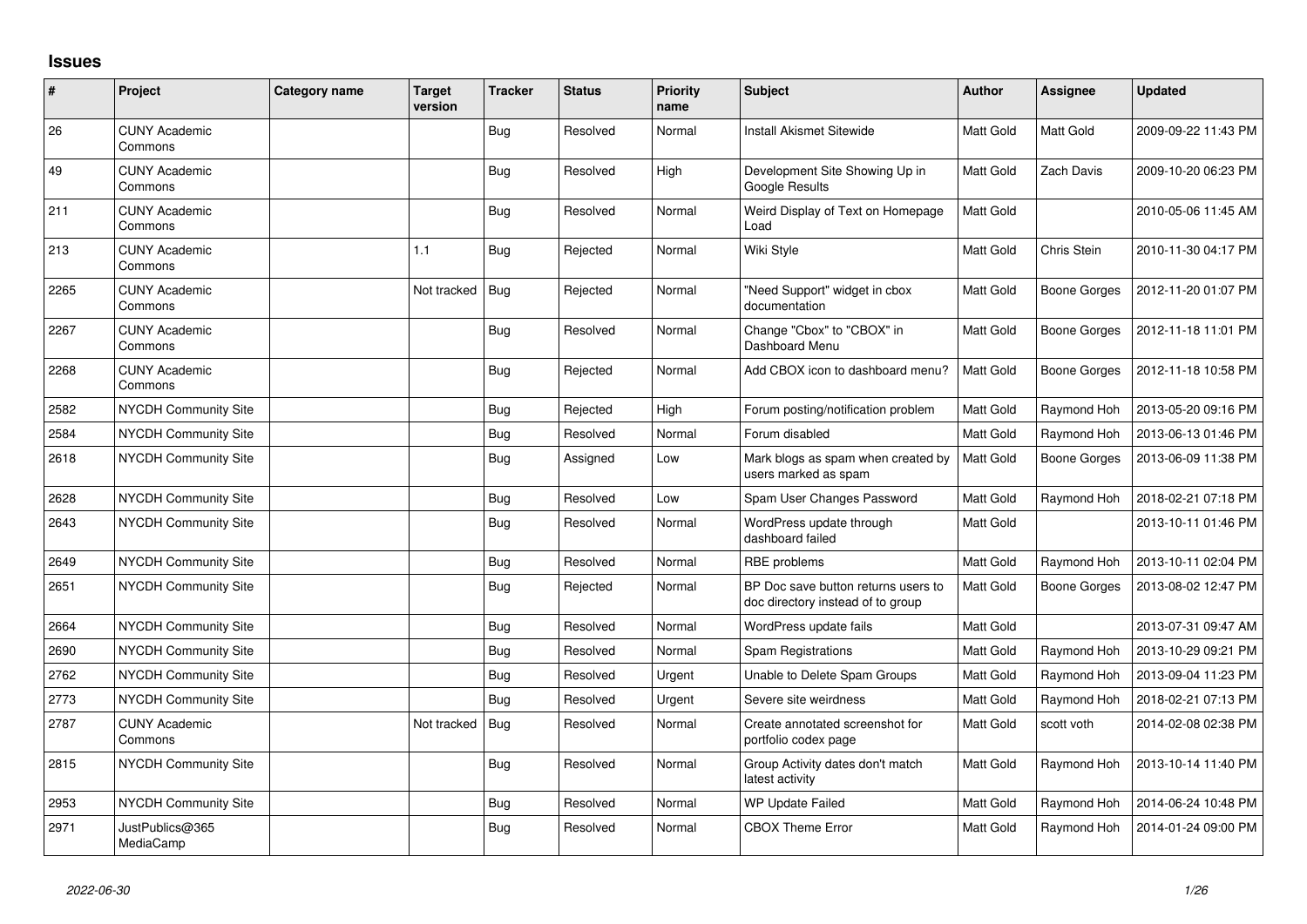# Issues

| # | Project | Category name | Target version | Tracker | Status | Priority name | Subject | Author | Assignee | Updated |
|---|---|---|---|---|---|---|---|---|---|---|
| 26 | CUNY Academic Commons | | | Bug | Resolved | Normal | Install Akismet Sitewide | Matt Gold | Matt Gold | 2009-09-22 11:43 PM |
| 49 | CUNY Academic Commons | | | Bug | Resolved | High | Development Site Showing Up in Google Results | Matt Gold | Zach Davis | 2009-10-20 06:23 PM |
| 211 | CUNY Academic Commons | | | Bug | Resolved | Normal | Weird Display of Text on Homepage Load | Matt Gold | | 2010-05-06 11:45 AM |
| 213 | CUNY Academic Commons | | 1.1 | Bug | Rejected | Normal | Wiki Style | Matt Gold | Chris Stein | 2010-11-30 04:17 PM |
| 2265 | CUNY Academic Commons | | Not tracked | Bug | Rejected | Normal | "Need Support" widget in cbox documentation | Matt Gold | Boone Gorges | 2012-11-20 01:07 PM |
| 2267 | CUNY Academic Commons | | | Bug | Resolved | Normal | Change "Cbox" to "CBOX" in Dashboard Menu | Matt Gold | Boone Gorges | 2012-11-18 11:01 PM |
| 2268 | CUNY Academic Commons | | | Bug | Rejected | Normal | Add CBOX icon to dashboard menu? | Matt Gold | Boone Gorges | 2012-11-18 10:58 PM |
| 2582 | NYCDH Community Site | | | Bug | Rejected | High | Forum posting/notification problem | Matt Gold | Raymond Hoh | 2013-05-20 09:16 PM |
| 2584 | NYCDH Community Site | | | Bug | Resolved | Normal | Forum disabled | Matt Gold | Raymond Hoh | 2013-06-13 01:46 PM |
| 2618 | NYCDH Community Site | | | Bug | Assigned | Low | Mark blogs as spam when created by users marked as spam | Matt Gold | Boone Gorges | 2013-06-09 11:38 PM |
| 2628 | NYCDH Community Site | | | Bug | Resolved | Low | Spam User Changes Password | Matt Gold | Raymond Hoh | 2018-02-21 07:18 PM |
| 2643 | NYCDH Community Site | | | Bug | Resolved | Normal | WordPress update through dashboard failed | Matt Gold | | 2013-10-11 01:46 PM |
| 2649 | NYCDH Community Site | | | Bug | Resolved | Normal | RBE problems | Matt Gold | Raymond Hoh | 2013-10-11 02:04 PM |
| 2651 | NYCDH Community Site | | | Bug | Rejected | Normal | BP Doc save button returns users to doc directory instead of to group | Matt Gold | Boone Gorges | 2013-08-02 12:47 PM |
| 2664 | NYCDH Community Site | | | Bug | Resolved | Normal | WordPress update fails | Matt Gold | | 2013-07-31 09:47 AM |
| 2690 | NYCDH Community Site | | | Bug | Resolved | Normal | Spam Registrations | Matt Gold | Raymond Hoh | 2013-10-29 09:21 PM |
| 2762 | NYCDH Community Site | | | Bug | Resolved | Urgent | Unable to Delete Spam Groups | Matt Gold | Raymond Hoh | 2013-09-04 11:23 PM |
| 2773 | NYCDH Community Site | | | Bug | Resolved | Urgent | Severe site weirdness | Matt Gold | Raymond Hoh | 2018-02-21 07:13 PM |
| 2787 | CUNY Academic Commons | | Not tracked | Bug | Resolved | Normal | Create annotated screenshot for portfolio codex page | Matt Gold | scott voth | 2014-02-08 02:38 PM |
| 2815 | NYCDH Community Site | | | Bug | Resolved | Normal | Group Activity dates don't match latest activity | Matt Gold | Raymond Hoh | 2013-10-14 11:40 PM |
| 2953 | NYCDH Community Site | | | Bug | Resolved | Normal | WP Update Failed | Matt Gold | Raymond Hoh | 2014-06-24 10:48 PM |
| 2971 | JustPublics@365 MediaCamp | | | Bug | Resolved | Normal | CBOX Theme Error | Matt Gold | Raymond Hoh | 2014-01-24 09:00 PM |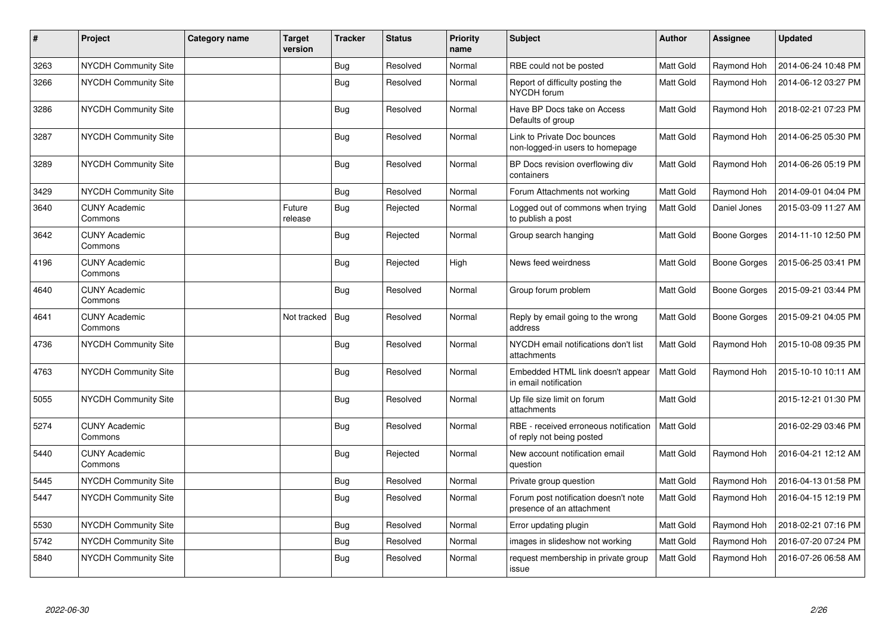| # | Project | Category name | Target version | Tracker | Status | Priority name | Subject | Author | Assignee | Updated |
|---|---|---|---|---|---|---|---|---|---|---|
| 3263 | NYCDH Community Site | | | Bug | Resolved | Normal | RBE could not be posted | Matt Gold | Raymond Hoh | 2014-06-24 10:48 PM |
| 3266 | NYCDH Community Site | | | Bug | Resolved | Normal | Report of difficulty posting the NYCDH forum | Matt Gold | Raymond Hoh | 2014-06-12 03:27 PM |
| 3286 | NYCDH Community Site | | | Bug | Resolved | Normal | Have BP Docs take on Access Defaults of group | Matt Gold | Raymond Hoh | 2018-02-21 07:23 PM |
| 3287 | NYCDH Community Site | | | Bug | Resolved | Normal | Link to Private Doc bounces non-logged-in users to homepage | Matt Gold | Raymond Hoh | 2014-06-25 05:30 PM |
| 3289 | NYCDH Community Site | | | Bug | Resolved | Normal | BP Docs revision overflowing div containers | Matt Gold | Raymond Hoh | 2014-06-26 05:19 PM |
| 3429 | NYCDH Community Site | | | Bug | Resolved | Normal | Forum Attachments not working | Matt Gold | Raymond Hoh | 2014-09-01 04:04 PM |
| 3640 | CUNY Academic Commons | | Future release | Bug | Rejected | Normal | Logged out of commons when trying to publish a post | Matt Gold | Daniel Jones | 2015-03-09 11:27 AM |
| 3642 | CUNY Academic Commons | | | Bug | Rejected | Normal | Group search hanging | Matt Gold | Boone Gorges | 2014-11-10 12:50 PM |
| 4196 | CUNY Academic Commons | | | Bug | Rejected | High | News feed weirdness | Matt Gold | Boone Gorges | 2015-06-25 03:41 PM |
| 4640 | CUNY Academic Commons | | | Bug | Resolved | Normal | Group forum problem | Matt Gold | Boone Gorges | 2015-09-21 03:44 PM |
| 4641 | CUNY Academic Commons | | Not tracked | Bug | Resolved | Normal | Reply by email going to the wrong address | Matt Gold | Boone Gorges | 2015-09-21 04:05 PM |
| 4736 | NYCDH Community Site | | | Bug | Resolved | Normal | NYCDH email notifications don't list attachments | Matt Gold | Raymond Hoh | 2015-10-08 09:35 PM |
| 4763 | NYCDH Community Site | | | Bug | Resolved | Normal | Embedded HTML link doesn't appear in email notification | Matt Gold | Raymond Hoh | 2015-10-10 10:11 AM |
| 5055 | NYCDH Community Site | | | Bug | Resolved | Normal | Up file size limit on forum attachments | Matt Gold | | 2015-12-21 01:30 PM |
| 5274 | CUNY Academic Commons | | | Bug | Resolved | Normal | RBE - received erroneous notification of reply not being posted | Matt Gold | | 2016-02-29 03:46 PM |
| 5440 | CUNY Academic Commons | | | Bug | Rejected | Normal | New account notification email question | Matt Gold | Raymond Hoh | 2016-04-21 12:12 AM |
| 5445 | NYCDH Community Site | | | Bug | Resolved | Normal | Private group question | Matt Gold | Raymond Hoh | 2016-04-13 01:58 PM |
| 5447 | NYCDH Community Site | | | Bug | Resolved | Normal | Forum post notification doesn't note presence of an attachment | Matt Gold | Raymond Hoh | 2016-04-15 12:19 PM |
| 5530 | NYCDH Community Site | | | Bug | Resolved | Normal | Error updating plugin | Matt Gold | Raymond Hoh | 2018-02-21 07:16 PM |
| 5742 | NYCDH Community Site | | | Bug | Resolved | Normal | images in slideshow not working | Matt Gold | Raymond Hoh | 2016-07-20 07:24 PM |
| 5840 | NYCDH Community Site | | | Bug | Resolved | Normal | request membership in private group issue | Matt Gold | Raymond Hoh | 2016-07-26 06:58 AM |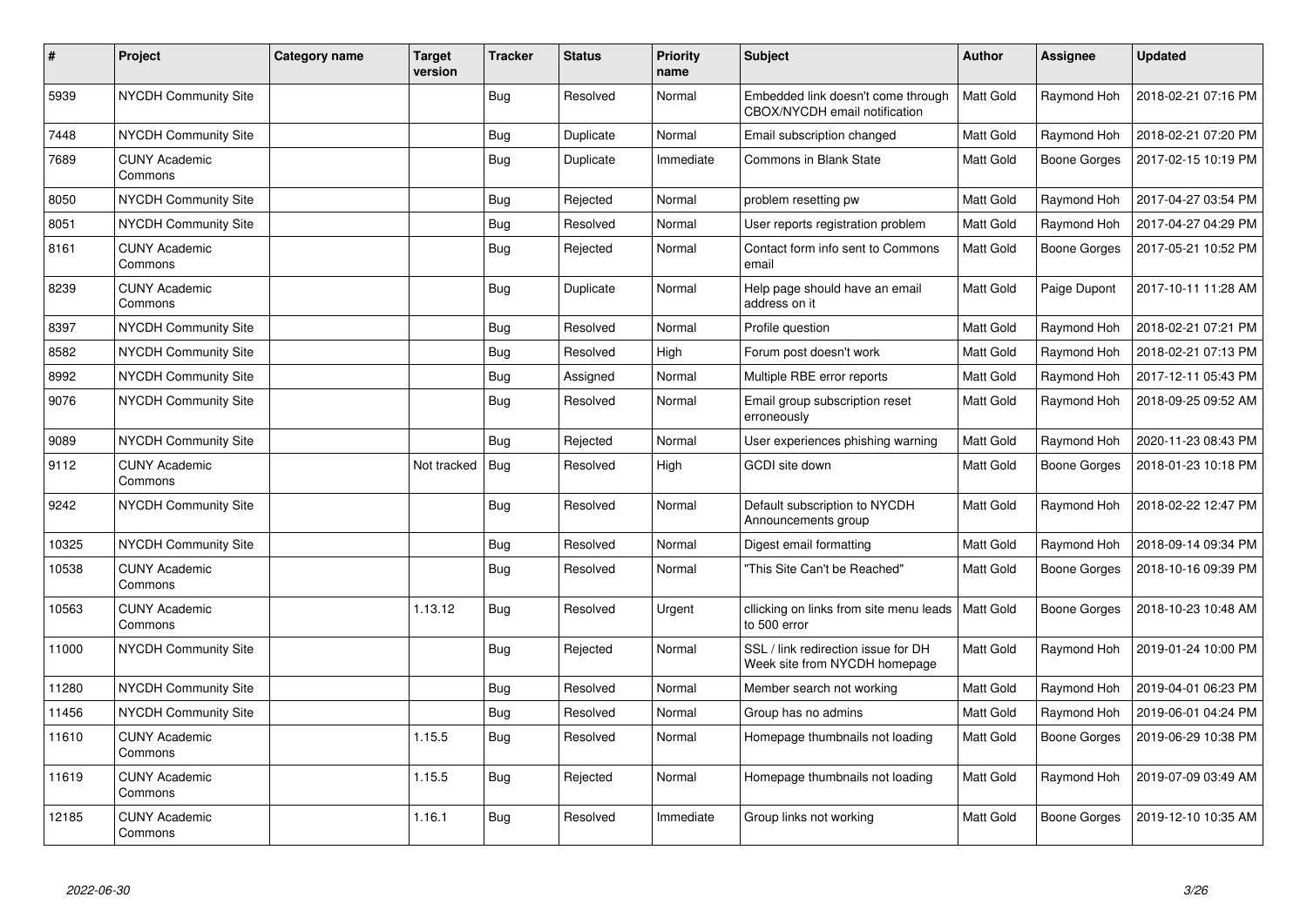| # | Project | Category name | Target version | Tracker | Status | Priority name | Subject | Author | Assignee | Updated |
|---|---|---|---|---|---|---|---|---|---|---|
| 5939 | NYCDH Community Site | | | Bug | Resolved | Normal | Embedded link doesn't come through CBOX/NYCDH email notification | Matt Gold | Raymond Hoh | 2018-02-21 07:16 PM |
| 7448 | NYCDH Community Site | | | Bug | Duplicate | Normal | Email subscription changed | Matt Gold | Raymond Hoh | 2018-02-21 07:20 PM |
| 7689 | CUNY Academic Commons | | | Bug | Duplicate | Immediate | Commons in Blank State | Matt Gold | Boone Gorges | 2017-02-15 10:19 PM |
| 8050 | NYCDH Community Site | | | Bug | Rejected | Normal | problem resetting pw | Matt Gold | Raymond Hoh | 2017-04-27 03:54 PM |
| 8051 | NYCDH Community Site | | | Bug | Resolved | Normal | User reports registration problem | Matt Gold | Raymond Hoh | 2017-04-27 04:29 PM |
| 8161 | CUNY Academic Commons | | | Bug | Rejected | Normal | Contact form info sent to Commons email | Matt Gold | Boone Gorges | 2017-05-21 10:52 PM |
| 8239 | CUNY Academic Commons | | | Bug | Duplicate | Normal | Help page should have an email address on it | Matt Gold | Paige Dupont | 2017-10-11 11:28 AM |
| 8397 | NYCDH Community Site | | | Bug | Resolved | Normal | Profile question | Matt Gold | Raymond Hoh | 2018-02-21 07:21 PM |
| 8582 | NYCDH Community Site | | | Bug | Resolved | High | Forum post doesn't work | Matt Gold | Raymond Hoh | 2018-02-21 07:13 PM |
| 8992 | NYCDH Community Site | | | Bug | Assigned | Normal | Multiple RBE error reports | Matt Gold | Raymond Hoh | 2017-12-11 05:43 PM |
| 9076 | NYCDH Community Site | | | Bug | Resolved | Normal | Email group subscription reset erroneously | Matt Gold | Raymond Hoh | 2018-09-25 09:52 AM |
| 9089 | NYCDH Community Site | | | Bug | Rejected | Normal | User experiences phishing warning | Matt Gold | Raymond Hoh | 2020-11-23 08:43 PM |
| 9112 | CUNY Academic Commons | | Not tracked | Bug | Resolved | High | GCDI site down | Matt Gold | Boone Gorges | 2018-01-23 10:18 PM |
| 9242 | NYCDH Community Site | | | Bug | Resolved | Normal | Default subscription to NYCDH Announcements group | Matt Gold | Raymond Hoh | 2018-02-22 12:47 PM |
| 10325 | NYCDH Community Site | | | Bug | Resolved | Normal | Digest email formatting | Matt Gold | Raymond Hoh | 2018-09-14 09:34 PM |
| 10538 | CUNY Academic Commons | | | Bug | Resolved | Normal | "This Site Can't be Reached" | Matt Gold | Boone Gorges | 2018-10-16 09:39 PM |
| 10563 | CUNY Academic Commons | | 1.13.12 | Bug | Resolved | Urgent | cllicking on links from site menu leads to 500 error | Matt Gold | Boone Gorges | 2018-10-23 10:48 AM |
| 11000 | NYCDH Community Site | | | Bug | Rejected | Normal | SSL / link redirection issue for DH Week site from NYCDH homepage | Matt Gold | Raymond Hoh | 2019-01-24 10:00 PM |
| 11280 | NYCDH Community Site | | | Bug | Resolved | Normal | Member search not working | Matt Gold | Raymond Hoh | 2019-04-01 06:23 PM |
| 11456 | NYCDH Community Site | | | Bug | Resolved | Normal | Group has no admins | Matt Gold | Raymond Hoh | 2019-06-01 04:24 PM |
| 11610 | CUNY Academic Commons | | 1.15.5 | Bug | Resolved | Normal | Homepage thumbnails not loading | Matt Gold | Boone Gorges | 2019-06-29 10:38 PM |
| 11619 | CUNY Academic Commons | | 1.15.5 | Bug | Rejected | Normal | Homepage thumbnails not loading | Matt Gold | Raymond Hoh | 2019-07-09 03:49 AM |
| 12185 | CUNY Academic Commons | | 1.16.1 | Bug | Resolved | Immediate | Group links not working | Matt Gold | Boone Gorges | 2019-12-10 10:35 AM |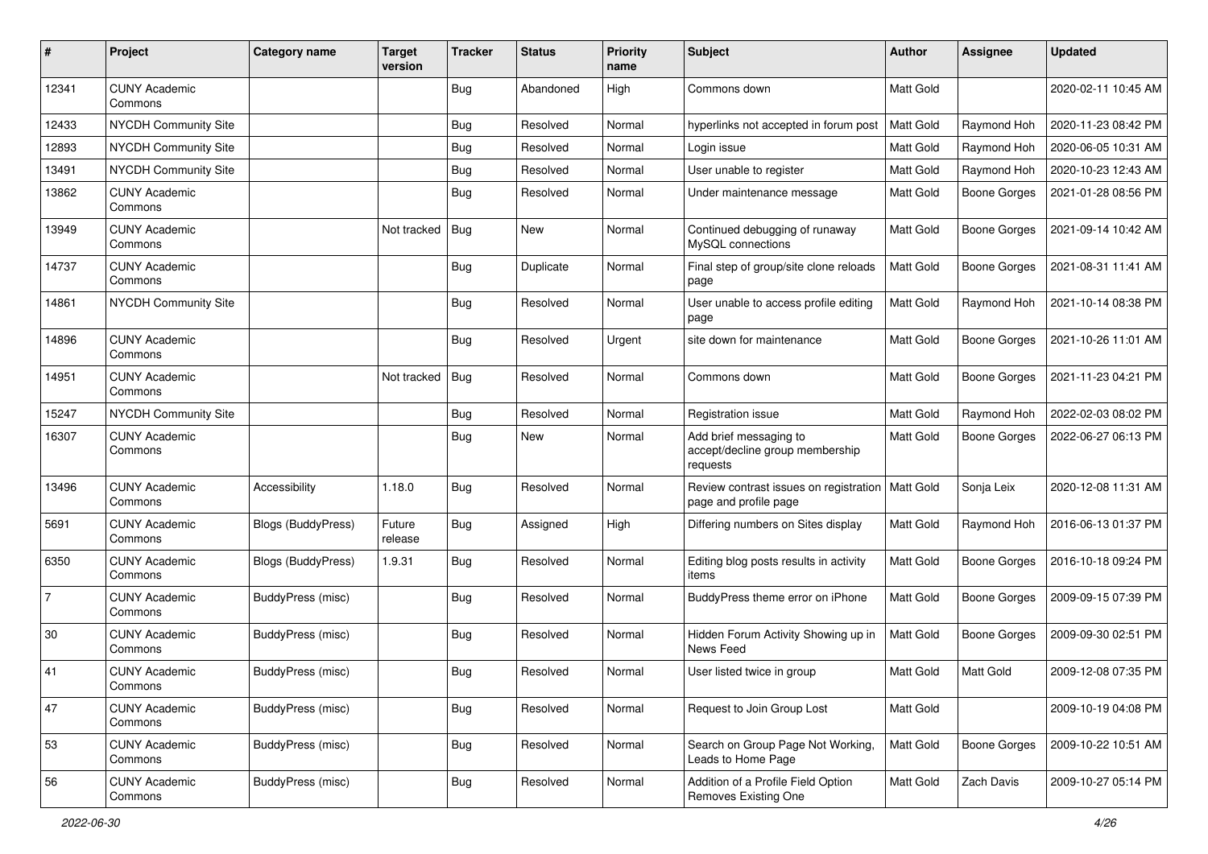| # | Project | Category name | Target version | Tracker | Status | Priority name | Subject | Author | Assignee | Updated |
|---|---|---|---|---|---|---|---|---|---|---|
| 12341 | CUNY Academic Commons | | | Bug | Abandoned | High | Commons down | Matt Gold | | 2020-02-11 10:45 AM |
| 12433 | NYCDH Community Site | | | Bug | Resolved | Normal | hyperlinks not accepted in forum post | Matt Gold | Raymond Hoh | 2020-11-23 08:42 PM |
| 12893 | NYCDH Community Site | | | Bug | Resolved | Normal | Login issue | Matt Gold | Raymond Hoh | 2020-06-05 10:31 AM |
| 13491 | NYCDH Community Site | | | Bug | Resolved | Normal | User unable to register | Matt Gold | Raymond Hoh | 2020-10-23 12:43 AM |
| 13862 | CUNY Academic Commons | | | Bug | Resolved | Normal | Under maintenance message | Matt Gold | Boone Gorges | 2021-01-28 08:56 PM |
| 13949 | CUNY Academic Commons | | Not tracked | Bug | New | Normal | Continued debugging of runaway MySQL connections | Matt Gold | Boone Gorges | 2021-09-14 10:42 AM |
| 14737 | CUNY Academic Commons | | | Bug | Duplicate | Normal | Final step of group/site clone reloads page | Matt Gold | Boone Gorges | 2021-08-31 11:41 AM |
| 14861 | NYCDH Community Site | | | Bug | Resolved | Normal | User unable to access profile editing page | Matt Gold | Raymond Hoh | 2021-10-14 08:38 PM |
| 14896 | CUNY Academic Commons | | | Bug | Resolved | Urgent | site down for maintenance | Matt Gold | Boone Gorges | 2021-10-26 11:01 AM |
| 14951 | CUNY Academic Commons | | Not tracked | Bug | Resolved | Normal | Commons down | Matt Gold | Boone Gorges | 2021-11-23 04:21 PM |
| 15247 | NYCDH Community Site | | | Bug | Resolved | Normal | Registration issue | Matt Gold | Raymond Hoh | 2022-02-03 08:02 PM |
| 16307 | CUNY Academic Commons | | | Bug | New | Normal | Add brief messaging to accept/decline group membership requests | Matt Gold | Boone Gorges | 2022-06-27 06:13 PM |
| 13496 | CUNY Academic Commons | Accessibility | 1.18.0 | Bug | Resolved | Normal | Review contrast issues on registration page and profile page | Matt Gold | Sonja Leix | 2020-12-08 11:31 AM |
| 5691 | CUNY Academic Commons | Blogs (BuddyPress) | Future release | Bug | Assigned | High | Differing numbers on Sites display | Matt Gold | Raymond Hoh | 2016-06-13 01:37 PM |
| 6350 | CUNY Academic Commons | Blogs (BuddyPress) | 1.9.31 | Bug | Resolved | Normal | Editing blog posts results in activity items | Matt Gold | Boone Gorges | 2016-10-18 09:24 PM |
| 7 | CUNY Academic Commons | BuddyPress (misc) | | Bug | Resolved | Normal | BuddyPress theme error on iPhone | Matt Gold | Boone Gorges | 2009-09-15 07:39 PM |
| 30 | CUNY Academic Commons | BuddyPress (misc) | | Bug | Resolved | Normal | Hidden Forum Activity Showing up in News Feed | Matt Gold | Boone Gorges | 2009-09-30 02:51 PM |
| 41 | CUNY Academic Commons | BuddyPress (misc) | | Bug | Resolved | Normal | User listed twice in group | Matt Gold | Matt Gold | 2009-12-08 07:35 PM |
| 47 | CUNY Academic Commons | BuddyPress (misc) | | Bug | Resolved | Normal | Request to Join Group Lost | Matt Gold | | 2009-10-19 04:08 PM |
| 53 | CUNY Academic Commons | BuddyPress (misc) | | Bug | Resolved | Normal | Search on Group Page Not Working, Leads to Home Page | Matt Gold | Boone Gorges | 2009-10-22 10:51 AM |
| 56 | CUNY Academic Commons | BuddyPress (misc) | | Bug | Resolved | Normal | Addition of a Profile Field Option Removes Existing One | Matt Gold | Zach Davis | 2009-10-27 05:14 PM |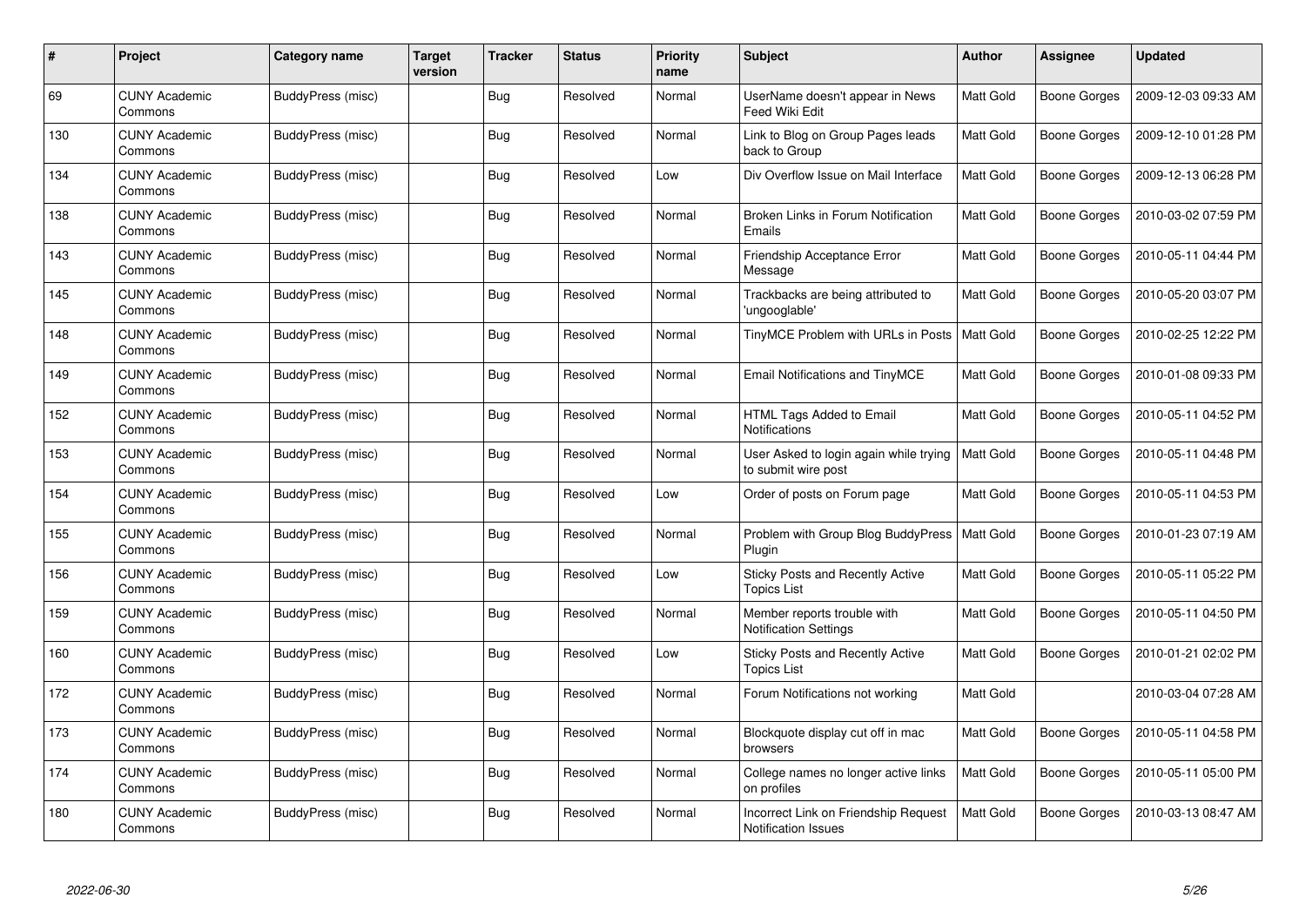| # | Project | Category name | Target version | Tracker | Status | Priority name | Subject | Author | Assignee | Updated |
|---|---|---|---|---|---|---|---|---|---|---|
| 69 | CUNY Academic Commons | BuddyPress (misc) | | Bug | Resolved | Normal | UserName doesn't appear in News Feed Wiki Edit | Matt Gold | Boone Gorges | 2009-12-03 09:33 AM |
| 130 | CUNY Academic Commons | BuddyPress (misc) | | Bug | Resolved | Normal | Link to Blog on Group Pages leads back to Group | Matt Gold | Boone Gorges | 2009-12-10 01:28 PM |
| 134 | CUNY Academic Commons | BuddyPress (misc) | | Bug | Resolved | Low | Div Overflow Issue on Mail Interface | Matt Gold | Boone Gorges | 2009-12-13 06:28 PM |
| 138 | CUNY Academic Commons | BuddyPress (misc) | | Bug | Resolved | Normal | Broken Links in Forum Notification Emails | Matt Gold | Boone Gorges | 2010-03-02 07:59 PM |
| 143 | CUNY Academic Commons | BuddyPress (misc) | | Bug | Resolved | Normal | Friendship Acceptance Error Message | Matt Gold | Boone Gorges | 2010-05-11 04:44 PM |
| 145 | CUNY Academic Commons | BuddyPress (misc) | | Bug | Resolved | Normal | Trackbacks are being attributed to 'ungooglable' | Matt Gold | Boone Gorges | 2010-05-20 03:07 PM |
| 148 | CUNY Academic Commons | BuddyPress (misc) | | Bug | Resolved | Normal | TinyMCE Problem with URLs in Posts | Matt Gold | Boone Gorges | 2010-02-25 12:22 PM |
| 149 | CUNY Academic Commons | BuddyPress (misc) | | Bug | Resolved | Normal | Email Notifications and TinyMCE | Matt Gold | Boone Gorges | 2010-01-08 09:33 PM |
| 152 | CUNY Academic Commons | BuddyPress (misc) | | Bug | Resolved | Normal | HTML Tags Added to Email Notifications | Matt Gold | Boone Gorges | 2010-05-11 04:52 PM |
| 153 | CUNY Academic Commons | BuddyPress (misc) | | Bug | Resolved | Normal | User Asked to login again while trying to submit wire post | Matt Gold | Boone Gorges | 2010-05-11 04:48 PM |
| 154 | CUNY Academic Commons | BuddyPress (misc) | | Bug | Resolved | Low | Order of posts on Forum page | Matt Gold | Boone Gorges | 2010-05-11 04:53 PM |
| 155 | CUNY Academic Commons | BuddyPress (misc) | | Bug | Resolved | Normal | Problem with Group Blog BuddyPress Plugin | Matt Gold | Boone Gorges | 2010-01-23 07:19 AM |
| 156 | CUNY Academic Commons | BuddyPress (misc) | | Bug | Resolved | Low | Sticky Posts and Recently Active Topics List | Matt Gold | Boone Gorges | 2010-05-11 05:22 PM |
| 159 | CUNY Academic Commons | BuddyPress (misc) | | Bug | Resolved | Normal | Member reports trouble with Notification Settings | Matt Gold | Boone Gorges | 2010-05-11 04:50 PM |
| 160 | CUNY Academic Commons | BuddyPress (misc) | | Bug | Resolved | Low | Sticky Posts and Recently Active Topics List | Matt Gold | Boone Gorges | 2010-01-21 02:02 PM |
| 172 | CUNY Academic Commons | BuddyPress (misc) | | Bug | Resolved | Normal | Forum Notifications not working | Matt Gold | | 2010-03-04 07:28 AM |
| 173 | CUNY Academic Commons | BuddyPress (misc) | | Bug | Resolved | Normal | Blockquote display cut off in mac browsers | Matt Gold | Boone Gorges | 2010-05-11 04:58 PM |
| 174 | CUNY Academic Commons | BuddyPress (misc) | | Bug | Resolved | Normal | College names no longer active links on profiles | Matt Gold | Boone Gorges | 2010-05-11 05:00 PM |
| 180 | CUNY Academic Commons | BuddyPress (misc) | | Bug | Resolved | Normal | Incorrect Link on Friendship Request Notification Issues | Matt Gold | Boone Gorges | 2010-03-13 08:47 AM |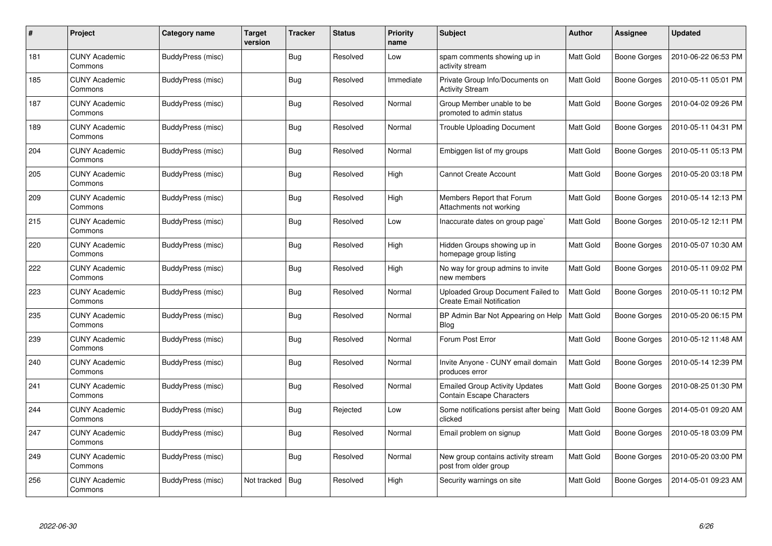| # | Project | Category name | Target version | Tracker | Status | Priority name | Subject | Author | Assignee | Updated |
|---|---|---|---|---|---|---|---|---|---|---|
| 181 | CUNY Academic Commons | BuddyPress (misc) | | Bug | Resolved | Low | spam comments showing up in activity stream | Matt Gold | Boone Gorges | 2010-06-22 06:53 PM |
| 185 | CUNY Academic Commons | BuddyPress (misc) | | Bug | Resolved | Immediate | Private Group Info/Documents on Activity Stream | Matt Gold | Boone Gorges | 2010-05-11 05:01 PM |
| 187 | CUNY Academic Commons | BuddyPress (misc) | | Bug | Resolved | Normal | Group Member unable to be promoted to admin status | Matt Gold | Boone Gorges | 2010-04-02 09:26 PM |
| 189 | CUNY Academic Commons | BuddyPress (misc) | | Bug | Resolved | Normal | Trouble Uploading Document | Matt Gold | Boone Gorges | 2010-05-11 04:31 PM |
| 204 | CUNY Academic Commons | BuddyPress (misc) | | Bug | Resolved | Normal | Embiggen list of my groups | Matt Gold | Boone Gorges | 2010-05-11 05:13 PM |
| 205 | CUNY Academic Commons | BuddyPress (misc) | | Bug | Resolved | High | Cannot Create Account | Matt Gold | Boone Gorges | 2010-05-20 03:18 PM |
| 209 | CUNY Academic Commons | BuddyPress (misc) | | Bug | Resolved | High | Members Report that Forum Attachments not working | Matt Gold | Boone Gorges | 2010-05-14 12:13 PM |
| 215 | CUNY Academic Commons | BuddyPress (misc) | | Bug | Resolved | Low | Inaccurate dates on group page` | Matt Gold | Boone Gorges | 2010-05-12 12:11 PM |
| 220 | CUNY Academic Commons | BuddyPress (misc) | | Bug | Resolved | High | Hidden Groups showing up in homepage group listing | Matt Gold | Boone Gorges | 2010-05-07 10:30 AM |
| 222 | CUNY Academic Commons | BuddyPress (misc) | | Bug | Resolved | High | No way for group admins to invite new members | Matt Gold | Boone Gorges | 2010-05-11 09:02 PM |
| 223 | CUNY Academic Commons | BuddyPress (misc) | | Bug | Resolved | Normal | Uploaded Group Document Failed to Create Email Notification | Matt Gold | Boone Gorges | 2010-05-11 10:12 PM |
| 235 | CUNY Academic Commons | BuddyPress (misc) | | Bug | Resolved | Normal | BP Admin Bar Not Appearing on Help Blog | Matt Gold | Boone Gorges | 2010-05-20 06:15 PM |
| 239 | CUNY Academic Commons | BuddyPress (misc) | | Bug | Resolved | Normal | Forum Post Error | Matt Gold | Boone Gorges | 2010-05-12 11:48 AM |
| 240 | CUNY Academic Commons | BuddyPress (misc) | | Bug | Resolved | Normal | Invite Anyone - CUNY email domain produces error | Matt Gold | Boone Gorges | 2010-05-14 12:39 PM |
| 241 | CUNY Academic Commons | BuddyPress (misc) | | Bug | Resolved | Normal | Emailed Group Activity Updates Contain Escape Characters | Matt Gold | Boone Gorges | 2010-08-25 01:30 PM |
| 244 | CUNY Academic Commons | BuddyPress (misc) | | Bug | Rejected | Low | Some notifications persist after being clicked | Matt Gold | Boone Gorges | 2014-05-01 09:20 AM |
| 247 | CUNY Academic Commons | BuddyPress (misc) | | Bug | Resolved | Normal | Email problem on signup | Matt Gold | Boone Gorges | 2010-05-18 03:09 PM |
| 249 | CUNY Academic Commons | BuddyPress (misc) | | Bug | Resolved | Normal | New group contains activity stream post from older group | Matt Gold | Boone Gorges | 2010-05-20 03:00 PM |
| 256 | CUNY Academic Commons | BuddyPress (misc) | Not tracked | Bug | Resolved | High | Security warnings on site | Matt Gold | Boone Gorges | 2014-05-01 09:23 AM |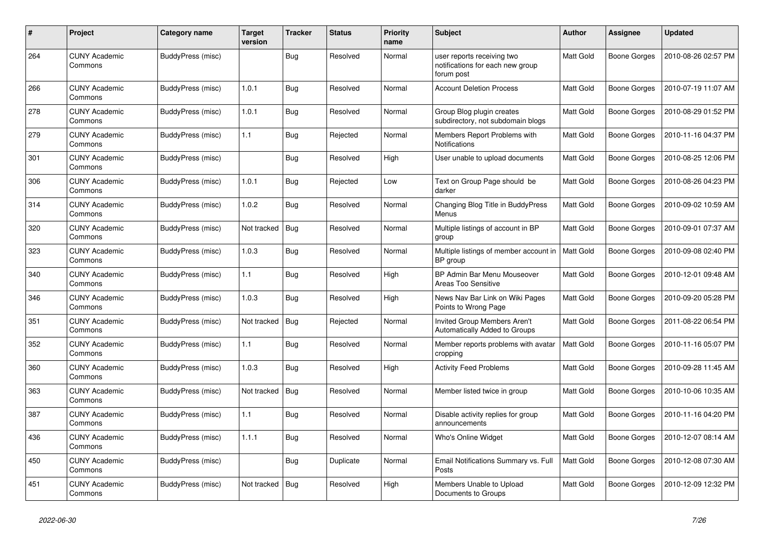| # | Project | Category name | Target version | Tracker | Status | Priority name | Subject | Author | Assignee | Updated |
|---|---|---|---|---|---|---|---|---|---|---|
| 264 | CUNY Academic Commons | BuddyPress (misc) | | Bug | Resolved | Normal | user reports receiving two notifications for each new group forum post | Matt Gold | Boone Gorges | 2010-08-26 02:57 PM |
| 266 | CUNY Academic Commons | BuddyPress (misc) | 1.0.1 | Bug | Resolved | Normal | Account Deletion Process | Matt Gold | Boone Gorges | 2010-07-19 11:07 AM |
| 278 | CUNY Academic Commons | BuddyPress (misc) | 1.0.1 | Bug | Resolved | Normal | Group Blog plugin creates subdirectory, not subdomain blogs | Matt Gold | Boone Gorges | 2010-08-29 01:52 PM |
| 279 | CUNY Academic Commons | BuddyPress (misc) | 1.1 | Bug | Rejected | Normal | Members Report Problems with Notifications | Matt Gold | Boone Gorges | 2010-11-16 04:37 PM |
| 301 | CUNY Academic Commons | BuddyPress (misc) | | Bug | Resolved | High | User unable to upload documents | Matt Gold | Boone Gorges | 2010-08-25 12:06 PM |
| 306 | CUNY Academic Commons | BuddyPress (misc) | 1.0.1 | Bug | Rejected | Low | Text on Group Page should be darker | Matt Gold | Boone Gorges | 2010-08-26 04:23 PM |
| 314 | CUNY Academic Commons | BuddyPress (misc) | 1.0.2 | Bug | Resolved | Normal | Changing Blog Title in BuddyPress Menus | Matt Gold | Boone Gorges | 2010-09-02 10:59 AM |
| 320 | CUNY Academic Commons | BuddyPress (misc) | Not tracked | Bug | Resolved | Normal | Multiple listings of account in BP group | Matt Gold | Boone Gorges | 2010-09-01 07:37 AM |
| 323 | CUNY Academic Commons | BuddyPress (misc) | 1.0.3 | Bug | Resolved | Normal | Multiple listings of member account in BP group | Matt Gold | Boone Gorges | 2010-09-08 02:40 PM |
| 340 | CUNY Academic Commons | BuddyPress (misc) | 1.1 | Bug | Resolved | High | BP Admin Bar Menu Mouseover Areas Too Sensitive | Matt Gold | Boone Gorges | 2010-12-01 09:48 AM |
| 346 | CUNY Academic Commons | BuddyPress (misc) | 1.0.3 | Bug | Resolved | High | News Nav Bar Link on Wiki Pages Points to Wrong Page | Matt Gold | Boone Gorges | 2010-09-20 05:28 PM |
| 351 | CUNY Academic Commons | BuddyPress (misc) | Not tracked | Bug | Rejected | Normal | Invited Group Members Aren't Automatically Added to Groups | Matt Gold | Boone Gorges | 2011-08-22 06:54 PM |
| 352 | CUNY Academic Commons | BuddyPress (misc) | 1.1 | Bug | Resolved | Normal | Member reports problems with avatar cropping | Matt Gold | Boone Gorges | 2010-11-16 05:07 PM |
| 360 | CUNY Academic Commons | BuddyPress (misc) | 1.0.3 | Bug | Resolved | High | Activity Feed Problems | Matt Gold | Boone Gorges | 2010-09-28 11:45 AM |
| 363 | CUNY Academic Commons | BuddyPress (misc) | Not tracked | Bug | Resolved | Normal | Member listed twice in group | Matt Gold | Boone Gorges | 2010-10-06 10:35 AM |
| 387 | CUNY Academic Commons | BuddyPress (misc) | 1.1 | Bug | Resolved | Normal | Disable activity replies for group announcements | Matt Gold | Boone Gorges | 2010-11-16 04:20 PM |
| 436 | CUNY Academic Commons | BuddyPress (misc) | 1.1.1 | Bug | Resolved | Normal | Who's Online Widget | Matt Gold | Boone Gorges | 2010-12-07 08:14 AM |
| 450 | CUNY Academic Commons | BuddyPress (misc) | | Bug | Duplicate | Normal | Email Notifications Summary vs. Full Posts | Matt Gold | Boone Gorges | 2010-12-08 07:30 AM |
| 451 | CUNY Academic Commons | BuddyPress (misc) | Not tracked | Bug | Resolved | High | Members Unable to Upload Documents to Groups | Matt Gold | Boone Gorges | 2010-12-09 12:32 PM |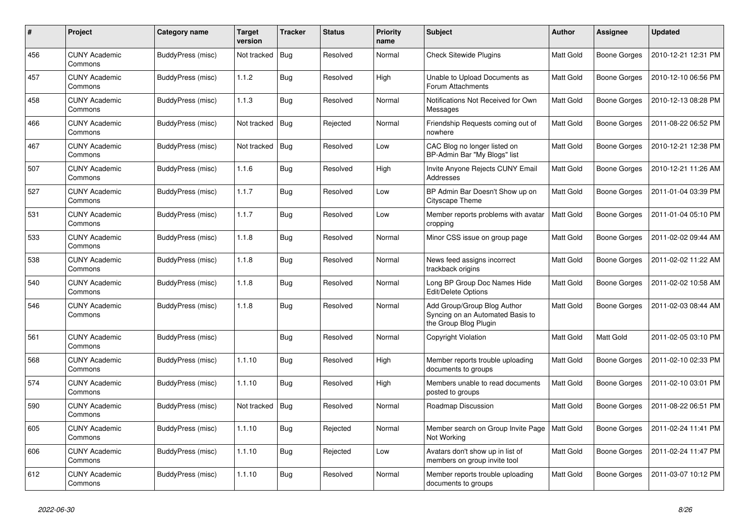| # | Project | Category name | Target version | Tracker | Status | Priority name | Subject | Author | Assignee | Updated |
|---|---|---|---|---|---|---|---|---|---|---|
| 456 | CUNY Academic Commons | BuddyPress (misc) | Not tracked | Bug | Resolved | Normal | Check Sitewide Plugins | Matt Gold | Boone Gorges | 2010-12-21 12:31 PM |
| 457 | CUNY Academic Commons | BuddyPress (misc) | 1.1.2 | Bug | Resolved | High | Unable to Upload Documents as Forum Attachments | Matt Gold | Boone Gorges | 2010-12-10 06:56 PM |
| 458 | CUNY Academic Commons | BuddyPress (misc) | 1.1.3 | Bug | Resolved | Normal | Notifications Not Received for Own Messages | Matt Gold | Boone Gorges | 2010-12-13 08:28 PM |
| 466 | CUNY Academic Commons | BuddyPress (misc) | Not tracked | Bug | Rejected | Normal | Friendship Requests coming out of nowhere | Matt Gold | Boone Gorges | 2011-08-22 06:52 PM |
| 467 | CUNY Academic Commons | BuddyPress (misc) | Not tracked | Bug | Resolved | Low | CAC Blog no longer listed on BP-Admin Bar "My Blogs" list | Matt Gold | Boone Gorges | 2010-12-21 12:38 PM |
| 507 | CUNY Academic Commons | BuddyPress (misc) | 1.1.6 | Bug | Resolved | High | Invite Anyone Rejects CUNY Email Addresses | Matt Gold | Boone Gorges | 2010-12-21 11:26 AM |
| 527 | CUNY Academic Commons | BuddyPress (misc) | 1.1.7 | Bug | Resolved | Low | BP Admin Bar Doesn't Show up on Cityscape Theme | Matt Gold | Boone Gorges | 2011-01-04 03:39 PM |
| 531 | CUNY Academic Commons | BuddyPress (misc) | 1.1.7 | Bug | Resolved | Low | Member reports problems with avatar cropping | Matt Gold | Boone Gorges | 2011-01-04 05:10 PM |
| 533 | CUNY Academic Commons | BuddyPress (misc) | 1.1.8 | Bug | Resolved | Normal | Minor CSS issue on group page | Matt Gold | Boone Gorges | 2011-02-02 09:44 AM |
| 538 | CUNY Academic Commons | BuddyPress (misc) | 1.1.8 | Bug | Resolved | Normal | News feed assigns incorrect trackback origins | Matt Gold | Boone Gorges | 2011-02-02 11:22 AM |
| 540 | CUNY Academic Commons | BuddyPress (misc) | 1.1.8 | Bug | Resolved | Normal | Long BP Group Doc Names Hide Edit/Delete Options | Matt Gold | Boone Gorges | 2011-02-02 10:58 AM |
| 546 | CUNY Academic Commons | BuddyPress (misc) | 1.1.8 | Bug | Resolved | Normal | Add Group/Group Blog Author Syncing on an Automated Basis to the Group Blog Plugin | Matt Gold | Boone Gorges | 2011-02-03 08:44 AM |
| 561 | CUNY Academic Commons | BuddyPress (misc) | | Bug | Resolved | Normal | Copyright Violation | Matt Gold | Matt Gold | 2011-02-05 03:10 PM |
| 568 | CUNY Academic Commons | BuddyPress (misc) | 1.1.10 | Bug | Resolved | High | Member reports trouble uploading documents to groups | Matt Gold | Boone Gorges | 2011-02-10 02:33 PM |
| 574 | CUNY Academic Commons | BuddyPress (misc) | 1.1.10 | Bug | Resolved | High | Members unable to read documents posted to groups | Matt Gold | Boone Gorges | 2011-02-10 03:01 PM |
| 590 | CUNY Academic Commons | BuddyPress (misc) | Not tracked | Bug | Resolved | Normal | Roadmap Discussion | Matt Gold | Boone Gorges | 2011-08-22 06:51 PM |
| 605 | CUNY Academic Commons | BuddyPress (misc) | 1.1.10 | Bug | Rejected | Normal | Member search on Group Invite Page Not Working | Matt Gold | Boone Gorges | 2011-02-24 11:41 PM |
| 606 | CUNY Academic Commons | BuddyPress (misc) | 1.1.10 | Bug | Rejected | Low | Avatars don't show up in list of members on group invite tool | Matt Gold | Boone Gorges | 2011-02-24 11:47 PM |
| 612 | CUNY Academic Commons | BuddyPress (misc) | 1.1.10 | Bug | Resolved | Normal | Member reports trouble uploading documents to groups | Matt Gold | Boone Gorges | 2011-03-07 10:12 PM |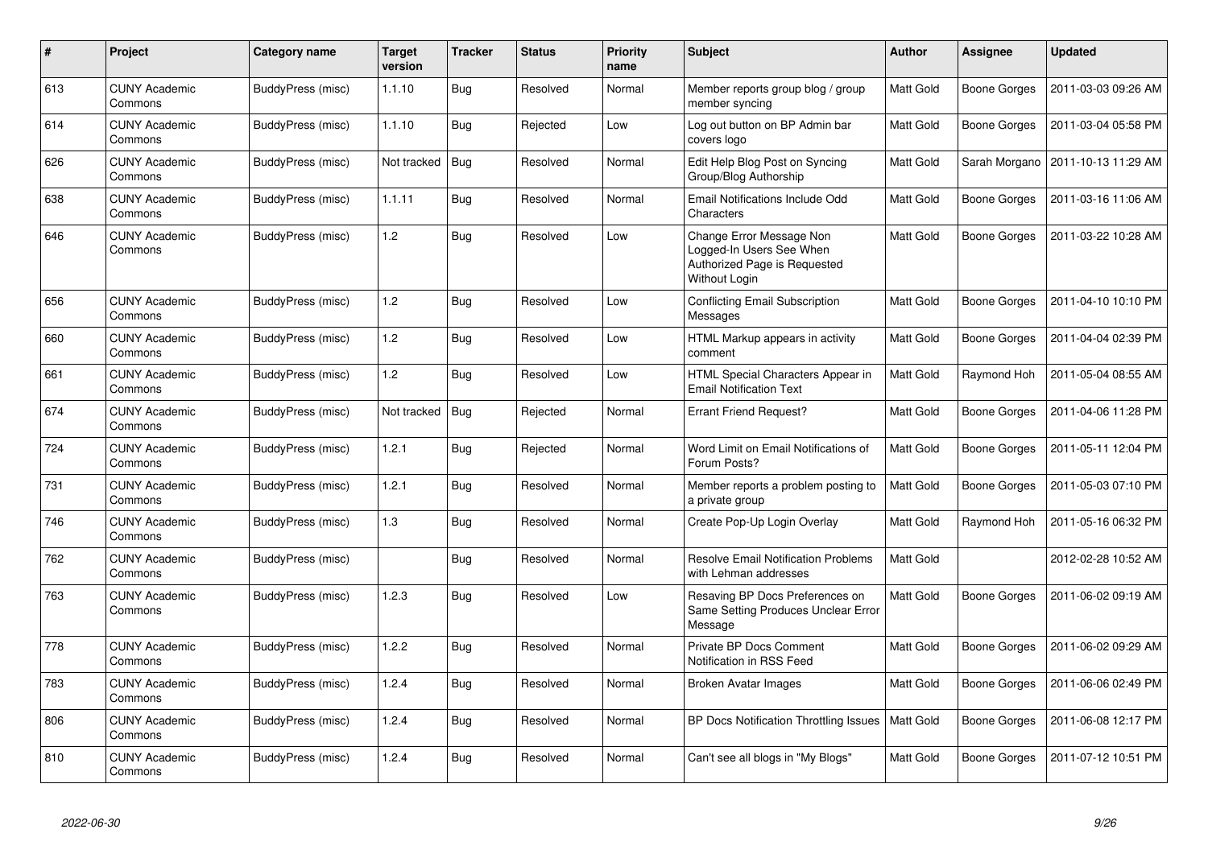| # | Project | Category name | Target version | Tracker | Status | Priority name | Subject | Author | Assignee | Updated |
|---|---|---|---|---|---|---|---|---|---|---|
| 613 | CUNY Academic Commons | BuddyPress (misc) | 1.1.10 | Bug | Resolved | Normal | Member reports group blog / group member syncing | Matt Gold | Boone Gorges | 2011-03-03 09:26 AM |
| 614 | CUNY Academic Commons | BuddyPress (misc) | 1.1.10 | Bug | Rejected | Low | Log out button on BP Admin bar covers logo | Matt Gold | Boone Gorges | 2011-03-04 05:58 PM |
| 626 | CUNY Academic Commons | BuddyPress (misc) | Not tracked | Bug | Resolved | Normal | Edit Help Blog Post on Syncing Group/Blog Authorship | Matt Gold | Sarah Morgano | 2011-10-13 11:29 AM |
| 638 | CUNY Academic Commons | BuddyPress (misc) | 1.1.11 | Bug | Resolved | Normal | Email Notifications Include Odd Characters | Matt Gold | Boone Gorges | 2011-03-16 11:06 AM |
| 646 | CUNY Academic Commons | BuddyPress (misc) | 1.2 | Bug | Resolved | Low | Change Error Message Non Logged-In Users See When Authorized Page is Requested Without Login | Matt Gold | Boone Gorges | 2011-03-22 10:28 AM |
| 656 | CUNY Academic Commons | BuddyPress (misc) | 1.2 | Bug | Resolved | Low | Conflicting Email Subscription Messages | Matt Gold | Boone Gorges | 2011-04-10 10:10 PM |
| 660 | CUNY Academic Commons | BuddyPress (misc) | 1.2 | Bug | Resolved | Low | HTML Markup appears in activity comment | Matt Gold | Boone Gorges | 2011-04-04 02:39 PM |
| 661 | CUNY Academic Commons | BuddyPress (misc) | 1.2 | Bug | Resolved | Low | HTML Special Characters Appear in Email Notification Text | Matt Gold | Raymond Hoh | 2011-05-04 08:55 AM |
| 674 | CUNY Academic Commons | BuddyPress (misc) | Not tracked | Bug | Rejected | Normal | Errant Friend Request? | Matt Gold | Boone Gorges | 2011-04-06 11:28 PM |
| 724 | CUNY Academic Commons | BuddyPress (misc) | 1.2.1 | Bug | Rejected | Normal | Word Limit on Email Notifications of Forum Posts? | Matt Gold | Boone Gorges | 2011-05-11 12:04 PM |
| 731 | CUNY Academic Commons | BuddyPress (misc) | 1.2.1 | Bug | Resolved | Normal | Member reports a problem posting to a private group | Matt Gold | Boone Gorges | 2011-05-03 07:10 PM |
| 746 | CUNY Academic Commons | BuddyPress (misc) | 1.3 | Bug | Resolved | Normal | Create Pop-Up Login Overlay | Matt Gold | Raymond Hoh | 2011-05-16 06:32 PM |
| 762 | CUNY Academic Commons | BuddyPress (misc) | | Bug | Resolved | Normal | Resolve Email Notification Problems with Lehman addresses | Matt Gold | | 2012-02-28 10:52 AM |
| 763 | CUNY Academic Commons | BuddyPress (misc) | 1.2.3 | Bug | Resolved | Low | Resaving BP Docs Preferences on Same Setting Produces Unclear Error Message | Matt Gold | Boone Gorges | 2011-06-02 09:19 AM |
| 778 | CUNY Academic Commons | BuddyPress (misc) | 1.2.2 | Bug | Resolved | Normal | Private BP Docs Comment Notification in RSS Feed | Matt Gold | Boone Gorges | 2011-06-02 09:29 AM |
| 783 | CUNY Academic Commons | BuddyPress (misc) | 1.2.4 | Bug | Resolved | Normal | Broken Avatar Images | Matt Gold | Boone Gorges | 2011-06-06 02:49 PM |
| 806 | CUNY Academic Commons | BuddyPress (misc) | 1.2.4 | Bug | Resolved | Normal | BP Docs Notification Throttling Issues | Matt Gold | Boone Gorges | 2011-06-08 12:17 PM |
| 810 | CUNY Academic Commons | BuddyPress (misc) | 1.2.4 | Bug | Resolved | Normal | Can't see all blogs in "My Blogs" | Matt Gold | Boone Gorges | 2011-07-12 10:51 PM |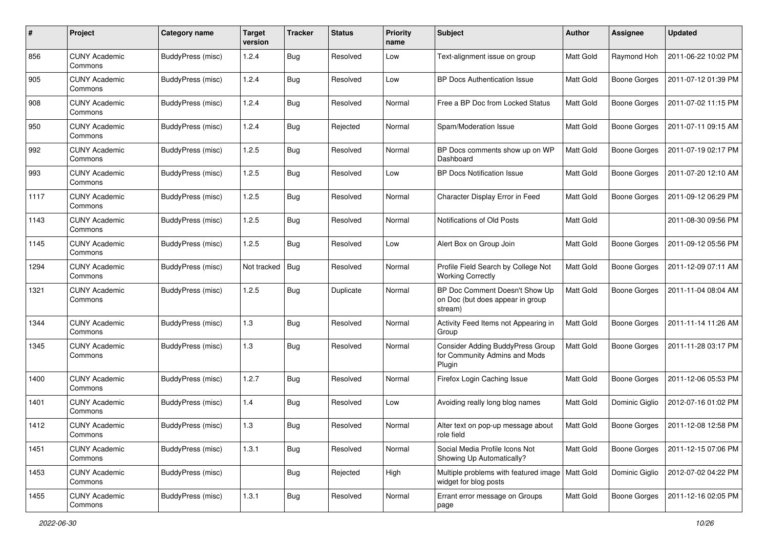| # | Project | Category name | Target version | Tracker | Status | Priority name | Subject | Author | Assignee | Updated |
|---|---|---|---|---|---|---|---|---|---|---|
| 856 | CUNY Academic Commons | BuddyPress (misc) | 1.2.4 | Bug | Resolved | Low | Text-alignment issue on group | Matt Gold | Raymond Hoh | 2011-06-22 10:02 PM |
| 905 | CUNY Academic Commons | BuddyPress (misc) | 1.2.4 | Bug | Resolved | Low | BP Docs Authentication Issue | Matt Gold | Boone Gorges | 2011-07-12 01:39 PM |
| 908 | CUNY Academic Commons | BuddyPress (misc) | 1.2.4 | Bug | Resolved | Normal | Free a BP Doc from Locked Status | Matt Gold | Boone Gorges | 2011-07-02 11:15 PM |
| 950 | CUNY Academic Commons | BuddyPress (misc) | 1.2.4 | Bug | Rejected | Normal | Spam/Moderation Issue | Matt Gold | Boone Gorges | 2011-07-11 09:15 AM |
| 992 | CUNY Academic Commons | BuddyPress (misc) | 1.2.5 | Bug | Resolved | Normal | BP Docs comments show up on WP Dashboard | Matt Gold | Boone Gorges | 2011-07-19 02:17 PM |
| 993 | CUNY Academic Commons | BuddyPress (misc) | 1.2.5 | Bug | Resolved | Low | BP Docs Notification Issue | Matt Gold | Boone Gorges | 2011-07-20 12:10 AM |
| 1117 | CUNY Academic Commons | BuddyPress (misc) | 1.2.5 | Bug | Resolved | Normal | Character Display Error in Feed | Matt Gold | Boone Gorges | 2011-09-12 06:29 PM |
| 1143 | CUNY Academic Commons | BuddyPress (misc) | 1.2.5 | Bug | Resolved | Normal | Notifications of Old Posts | Matt Gold | | 2011-08-30 09:56 PM |
| 1145 | CUNY Academic Commons | BuddyPress (misc) | 1.2.5 | Bug | Resolved | Low | Alert Box on Group Join | Matt Gold | Boone Gorges | 2011-09-12 05:56 PM |
| 1294 | CUNY Academic Commons | BuddyPress (misc) | Not tracked | Bug | Resolved | Normal | Profile Field Search by College Not Working Correctly | Matt Gold | Boone Gorges | 2011-12-09 07:11 AM |
| 1321 | CUNY Academic Commons | BuddyPress (misc) | 1.2.5 | Bug | Duplicate | Normal | BP Doc Comment Doesn't Show Up on Doc (but does appear in group stream) | Matt Gold | Boone Gorges | 2011-11-04 08:04 AM |
| 1344 | CUNY Academic Commons | BuddyPress (misc) | 1.3 | Bug | Resolved | Normal | Activity Feed Items not Appearing in Group | Matt Gold | Boone Gorges | 2011-11-14 11:26 AM |
| 1345 | CUNY Academic Commons | BuddyPress (misc) | 1.3 | Bug | Resolved | Normal | Consider Adding BuddyPress Group for Community Admins and Mods Plugin | Matt Gold | Boone Gorges | 2011-11-28 03:17 PM |
| 1400 | CUNY Academic Commons | BuddyPress (misc) | 1.2.7 | Bug | Resolved | Normal | Firefox Login Caching Issue | Matt Gold | Boone Gorges | 2011-12-06 05:53 PM |
| 1401 | CUNY Academic Commons | BuddyPress (misc) | 1.4 | Bug | Resolved | Low | Avoiding really long blog names | Matt Gold | Dominic Giglio | 2012-07-16 01:02 PM |
| 1412 | CUNY Academic Commons | BuddyPress (misc) | 1.3 | Bug | Resolved | Normal | Alter text on pop-up message about role field | Matt Gold | Boone Gorges | 2011-12-08 12:58 PM |
| 1451 | CUNY Academic Commons | BuddyPress (misc) | 1.3.1 | Bug | Resolved | Normal | Social Media Profile Icons Not Showing Up Automatically? | Matt Gold | Boone Gorges | 2011-12-15 07:06 PM |
| 1453 | CUNY Academic Commons | BuddyPress (misc) | | Bug | Rejected | High | Multiple problems with featured image widget for blog posts | Matt Gold | Dominic Giglio | 2012-07-02 04:22 PM |
| 1455 | CUNY Academic Commons | BuddyPress (misc) | 1.3.1 | Bug | Resolved | Normal | Errant error message on Groups page | Matt Gold | Boone Gorges | 2011-12-16 02:05 PM |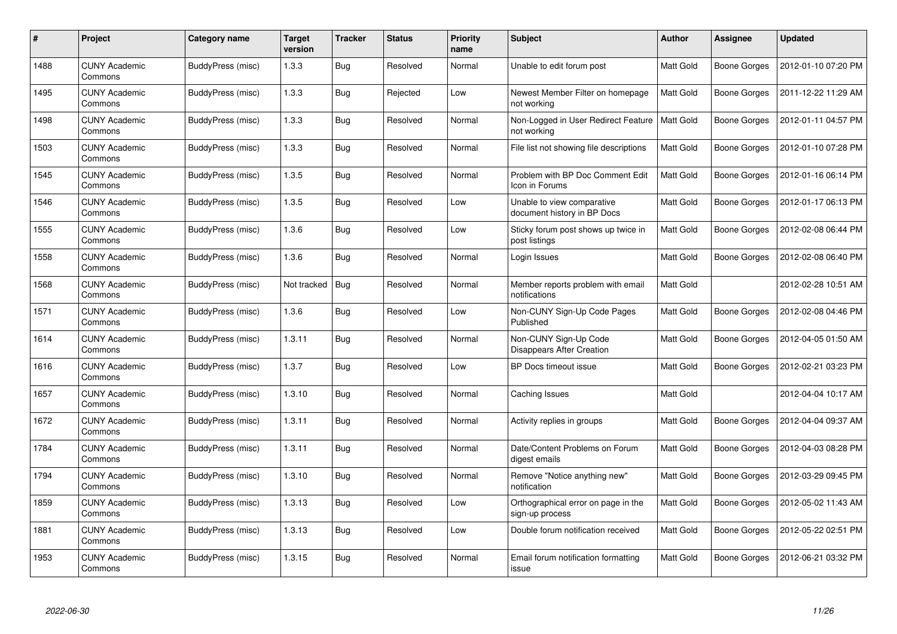| # | Project | Category name | Target version | Tracker | Status | Priority name | Subject | Author | Assignee | Updated |
|---|---|---|---|---|---|---|---|---|---|---|
| 1488 | CUNY Academic Commons | BuddyPress (misc) | 1.3.3 | Bug | Resolved | Normal | Unable to edit forum post | Matt Gold | Boone Gorges | 2012-01-10 07:20 PM |
| 1495 | CUNY Academic Commons | BuddyPress (misc) | 1.3.3 | Bug | Rejected | Low | Newest Member Filter on homepage not working | Matt Gold | Boone Gorges | 2011-12-22 11:29 AM |
| 1498 | CUNY Academic Commons | BuddyPress (misc) | 1.3.3 | Bug | Resolved | Normal | Non-Logged in User Redirect Feature not working | Matt Gold | Boone Gorges | 2012-01-11 04:57 PM |
| 1503 | CUNY Academic Commons | BuddyPress (misc) | 1.3.3 | Bug | Resolved | Normal | File list not showing file descriptions | Matt Gold | Boone Gorges | 2012-01-10 07:28 PM |
| 1545 | CUNY Academic Commons | BuddyPress (misc) | 1.3.5 | Bug | Resolved | Normal | Problem with BP Doc Comment Edit Icon in Forums | Matt Gold | Boone Gorges | 2012-01-16 06:14 PM |
| 1546 | CUNY Academic Commons | BuddyPress (misc) | 1.3.5 | Bug | Resolved | Low | Unable to view comparative document history in BP Docs | Matt Gold | Boone Gorges | 2012-01-17 06:13 PM |
| 1555 | CUNY Academic Commons | BuddyPress (misc) | 1.3.6 | Bug | Resolved | Low | Sticky forum post shows up twice in post listings | Matt Gold | Boone Gorges | 2012-02-08 06:44 PM |
| 1558 | CUNY Academic Commons | BuddyPress (misc) | 1.3.6 | Bug | Resolved | Normal | Login Issues | Matt Gold | Boone Gorges | 2012-02-08 06:40 PM |
| 1568 | CUNY Academic Commons | BuddyPress (misc) | Not tracked | Bug | Resolved | Normal | Member reports problem with email notifications | Matt Gold | | 2012-02-28 10:51 AM |
| 1571 | CUNY Academic Commons | BuddyPress (misc) | 1.3.6 | Bug | Resolved | Low | Non-CUNY Sign-Up Code Pages Published | Matt Gold | Boone Gorges | 2012-02-08 04:46 PM |
| 1614 | CUNY Academic Commons | BuddyPress (misc) | 1.3.11 | Bug | Resolved | Normal | Non-CUNY Sign-Up Code Disappears After Creation | Matt Gold | Boone Gorges | 2012-04-05 01:50 AM |
| 1616 | CUNY Academic Commons | BuddyPress (misc) | 1.3.7 | Bug | Resolved | Low | BP Docs timeout issue | Matt Gold | Boone Gorges | 2012-02-21 03:23 PM |
| 1657 | CUNY Academic Commons | BuddyPress (misc) | 1.3.10 | Bug | Resolved | Normal | Caching Issues | Matt Gold | | 2012-04-04 10:17 AM |
| 1672 | CUNY Academic Commons | BuddyPress (misc) | 1.3.11 | Bug | Resolved | Normal | Activity replies in groups | Matt Gold | Boone Gorges | 2012-04-04 09:37 AM |
| 1784 | CUNY Academic Commons | BuddyPress (misc) | 1.3.11 | Bug | Resolved | Normal | Date/Content Problems on Forum digest emails | Matt Gold | Boone Gorges | 2012-04-03 08:28 PM |
| 1794 | CUNY Academic Commons | BuddyPress (misc) | 1.3.10 | Bug | Resolved | Normal | Remove "Notice anything new" notification | Matt Gold | Boone Gorges | 2012-03-29 09:45 PM |
| 1859 | CUNY Academic Commons | BuddyPress (misc) | 1.3.13 | Bug | Resolved | Low | Orthographical error on page in the sign-up process | Matt Gold | Boone Gorges | 2012-05-02 11:43 AM |
| 1881 | CUNY Academic Commons | BuddyPress (misc) | 1.3.13 | Bug | Resolved | Low | Double forum notification received | Matt Gold | Boone Gorges | 2012-05-22 02:51 PM |
| 1953 | CUNY Academic Commons | BuddyPress (misc) | 1.3.15 | Bug | Resolved | Normal | Email forum notification formatting issue | Matt Gold | Boone Gorges | 2012-06-21 03:32 PM |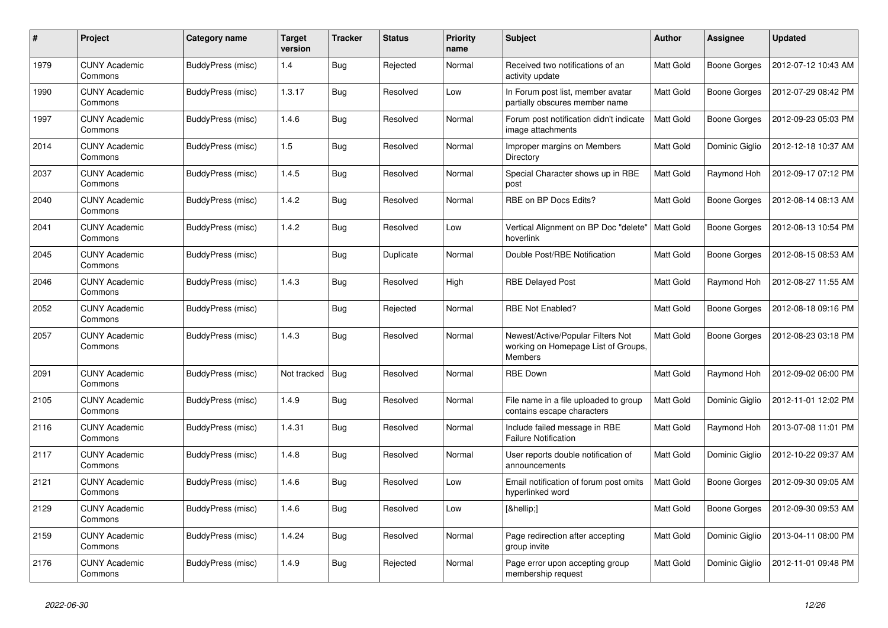| # | Project | Category name | Target version | Tracker | Status | Priority name | Subject | Author | Assignee | Updated |
|---|---|---|---|---|---|---|---|---|---|---|
| 1979 | CUNY Academic Commons | BuddyPress (misc) | 1.4 | Bug | Rejected | Normal | Received two notifications of an activity update | Matt Gold | Boone Gorges | 2012-07-12 10:43 AM |
| 1990 | CUNY Academic Commons | BuddyPress (misc) | 1.3.17 | Bug | Resolved | Low | In Forum post list, member avatar partially obscures member name | Matt Gold | Boone Gorges | 2012-07-29 08:42 PM |
| 1997 | CUNY Academic Commons | BuddyPress (misc) | 1.4.6 | Bug | Resolved | Normal | Forum post notification didn't indicate image attachments | Matt Gold | Boone Gorges | 2012-09-23 05:03 PM |
| 2014 | CUNY Academic Commons | BuddyPress (misc) | 1.5 | Bug | Resolved | Normal | Improper margins on Members Directory | Matt Gold | Dominic Giglio | 2012-12-18 10:37 AM |
| 2037 | CUNY Academic Commons | BuddyPress (misc) | 1.4.5 | Bug | Resolved | Normal | Special Character shows up in RBE post | Matt Gold | Raymond Hoh | 2012-09-17 07:12 PM |
| 2040 | CUNY Academic Commons | BuddyPress (misc) | 1.4.2 | Bug | Resolved | Normal | RBE on BP Docs Edits? | Matt Gold | Boone Gorges | 2012-08-14 08:13 AM |
| 2041 | CUNY Academic Commons | BuddyPress (misc) | 1.4.2 | Bug | Resolved | Low | Vertical Alignment on BP Doc "delete" hoverlink | Matt Gold | Boone Gorges | 2012-08-13 10:54 PM |
| 2045 | CUNY Academic Commons | BuddyPress (misc) | | Bug | Duplicate | Normal | Double Post/RBE Notification | Matt Gold | Boone Gorges | 2012-08-15 08:53 AM |
| 2046 | CUNY Academic Commons | BuddyPress (misc) | 1.4.3 | Bug | Resolved | High | RBE Delayed Post | Matt Gold | Raymond Hoh | 2012-08-27 11:55 AM |
| 2052 | CUNY Academic Commons | BuddyPress (misc) | | Bug | Rejected | Normal | RBE Not Enabled? | Matt Gold | Boone Gorges | 2012-08-18 09:16 PM |
| 2057 | CUNY Academic Commons | BuddyPress (misc) | 1.4.3 | Bug | Resolved | Normal | Newest/Active/Popular Filters Not working on Homepage List of Groups, Members | Matt Gold | Boone Gorges | 2012-08-23 03:18 PM |
| 2091 | CUNY Academic Commons | BuddyPress (misc) | Not tracked | Bug | Resolved | Normal | RBE Down | Matt Gold | Raymond Hoh | 2012-09-02 06:00 PM |
| 2105 | CUNY Academic Commons | BuddyPress (misc) | 1.4.9 | Bug | Resolved | Normal | File name in a file uploaded to group contains escape characters | Matt Gold | Dominic Giglio | 2012-11-01 12:02 PM |
| 2116 | CUNY Academic Commons | BuddyPress (misc) | 1.4.31 | Bug | Resolved | Normal | Include failed message in RBE Failure Notification | Matt Gold | Raymond Hoh | 2013-07-08 11:01 PM |
| 2117 | CUNY Academic Commons | BuddyPress (misc) | 1.4.8 | Bug | Resolved | Normal | User reports double notification of announcements | Matt Gold | Dominic Giglio | 2012-10-22 09:37 AM |
| 2121 | CUNY Academic Commons | BuddyPress (misc) | 1.4.6 | Bug | Resolved | Low | Email notification of forum post omits hyperlinked word | Matt Gold | Boone Gorges | 2012-09-30 09:05 AM |
| 2129 | CUNY Academic Commons | BuddyPress (misc) | 1.4.6 | Bug | Resolved | Low | [&hellip;] | Matt Gold | Boone Gorges | 2012-09-30 09:53 AM |
| 2159 | CUNY Academic Commons | BuddyPress (misc) | 1.4.24 | Bug | Resolved | Normal | Page redirection after accepting group invite | Matt Gold | Dominic Giglio | 2013-04-11 08:00 PM |
| 2176 | CUNY Academic Commons | BuddyPress (misc) | 1.4.9 | Bug | Rejected | Normal | Page error upon accepting group membership request | Matt Gold | Dominic Giglio | 2012-11-01 09:48 PM |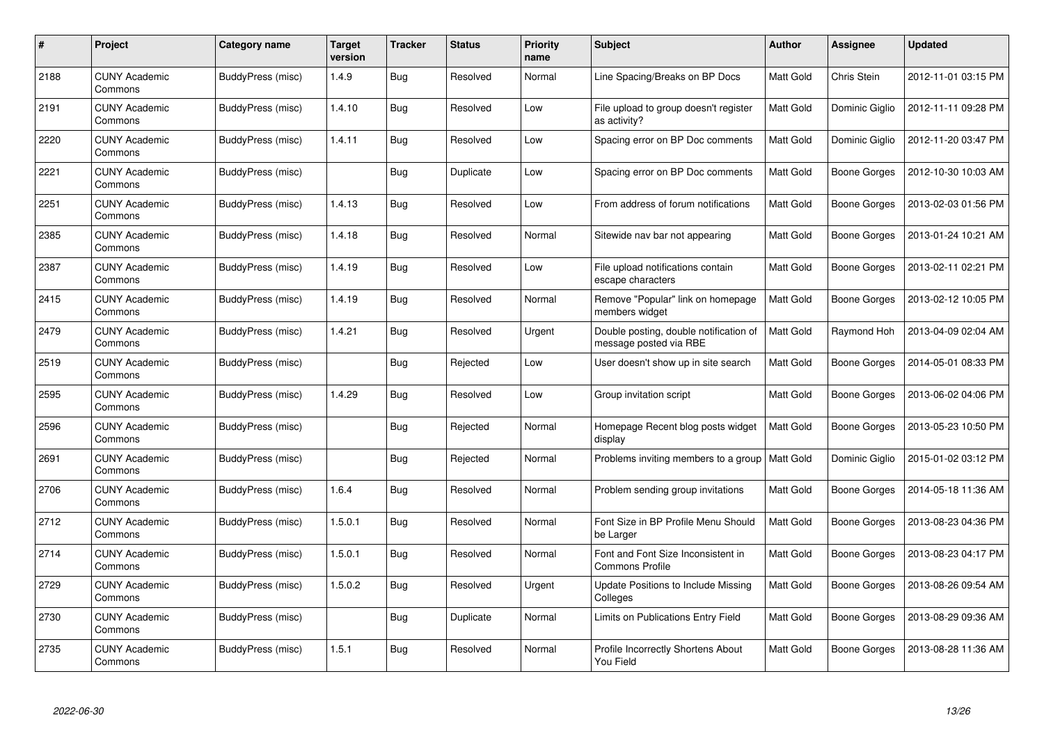| # | Project | Category name | Target version | Tracker | Status | Priority name | Subject | Author | Assignee | Updated |
|---|---|---|---|---|---|---|---|---|---|---|
| 2188 | CUNY Academic Commons | BuddyPress (misc) | 1.4.9 | Bug | Resolved | Normal | Line Spacing/Breaks on BP Docs | Matt Gold | Chris Stein | 2012-11-01 03:15 PM |
| 2191 | CUNY Academic Commons | BuddyPress (misc) | 1.4.10 | Bug | Resolved | Low | File upload to group doesn't register as activity? | Matt Gold | Dominic Giglio | 2012-11-11 09:28 PM |
| 2220 | CUNY Academic Commons | BuddyPress (misc) | 1.4.11 | Bug | Resolved | Low | Spacing error on BP Doc comments | Matt Gold | Dominic Giglio | 2012-11-20 03:47 PM |
| 2221 | CUNY Academic Commons | BuddyPress (misc) | | Bug | Duplicate | Low | Spacing error on BP Doc comments | Matt Gold | Boone Gorges | 2012-10-30 10:03 AM |
| 2251 | CUNY Academic Commons | BuddyPress (misc) | 1.4.13 | Bug | Resolved | Low | From address of forum notifications | Matt Gold | Boone Gorges | 2013-02-03 01:56 PM |
| 2385 | CUNY Academic Commons | BuddyPress (misc) | 1.4.18 | Bug | Resolved | Normal | Sitewide nav bar not appearing | Matt Gold | Boone Gorges | 2013-01-24 10:21 AM |
| 2387 | CUNY Academic Commons | BuddyPress (misc) | 1.4.19 | Bug | Resolved | Low | File upload notifications contain escape characters | Matt Gold | Boone Gorges | 2013-02-11 02:21 PM |
| 2415 | CUNY Academic Commons | BuddyPress (misc) | 1.4.19 | Bug | Resolved | Normal | Remove "Popular" link on homepage members widget | Matt Gold | Boone Gorges | 2013-02-12 10:05 PM |
| 2479 | CUNY Academic Commons | BuddyPress (misc) | 1.4.21 | Bug | Resolved | Urgent | Double posting, double notification of message posted via RBE | Matt Gold | Raymond Hoh | 2013-04-09 02:04 AM |
| 2519 | CUNY Academic Commons | BuddyPress (misc) | | Bug | Rejected | Low | User doesn't show up in site search | Matt Gold | Boone Gorges | 2014-05-01 08:33 PM |
| 2595 | CUNY Academic Commons | BuddyPress (misc) | 1.4.29 | Bug | Resolved | Low | Group invitation script | Matt Gold | Boone Gorges | 2013-06-02 04:06 PM |
| 2596 | CUNY Academic Commons | BuddyPress (misc) | | Bug | Rejected | Normal | Homepage Recent blog posts widget display | Matt Gold | Boone Gorges | 2013-05-23 10:50 PM |
| 2691 | CUNY Academic Commons | BuddyPress (misc) | | Bug | Rejected | Normal | Problems inviting members to a group | Matt Gold | Dominic Giglio | 2015-01-02 03:12 PM |
| 2706 | CUNY Academic Commons | BuddyPress (misc) | 1.6.4 | Bug | Resolved | Normal | Problem sending group invitations | Matt Gold | Boone Gorges | 2014-05-18 11:36 AM |
| 2712 | CUNY Academic Commons | BuddyPress (misc) | 1.5.0.1 | Bug | Resolved | Normal | Font Size in BP Profile Menu Should be Larger | Matt Gold | Boone Gorges | 2013-08-23 04:36 PM |
| 2714 | CUNY Academic Commons | BuddyPress (misc) | 1.5.0.1 | Bug | Resolved | Normal | Font and Font Size Inconsistent in Commons Profile | Matt Gold | Boone Gorges | 2013-08-23 04:17 PM |
| 2729 | CUNY Academic Commons | BuddyPress (misc) | 1.5.0.2 | Bug | Resolved | Urgent | Update Positions to Include Missing Colleges | Matt Gold | Boone Gorges | 2013-08-26 09:54 AM |
| 2730 | CUNY Academic Commons | BuddyPress (misc) | | Bug | Duplicate | Normal | Limits on Publications Entry Field | Matt Gold | Boone Gorges | 2013-08-29 09:36 AM |
| 2735 | CUNY Academic Commons | BuddyPress (misc) | 1.5.1 | Bug | Resolved | Normal | Profile Incorrectly Shortens About You Field | Matt Gold | Boone Gorges | 2013-08-28 11:36 AM |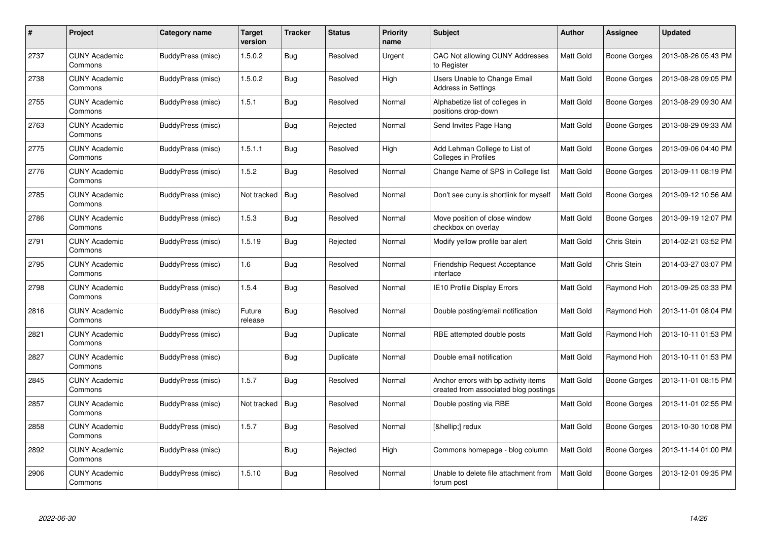| # | Project | Category name | Target version | Tracker | Status | Priority name | Subject | Author | Assignee | Updated |
|---|---|---|---|---|---|---|---|---|---|---|
| 2737 | CUNY Academic Commons | BuddyPress (misc) | 1.5.0.2 | Bug | Resolved | Urgent | CAC Not allowing CUNY Addresses to Register | Matt Gold | Boone Gorges | 2013-08-26 05:43 PM |
| 2738 | CUNY Academic Commons | BuddyPress (misc) | 1.5.0.2 | Bug | Resolved | High | Users Unable to Change Email Address in Settings | Matt Gold | Boone Gorges | 2013-08-28 09:05 PM |
| 2755 | CUNY Academic Commons | BuddyPress (misc) | 1.5.1 | Bug | Resolved | Normal | Alphabetize list of colleges in positions drop-down | Matt Gold | Boone Gorges | 2013-08-29 09:30 AM |
| 2763 | CUNY Academic Commons | BuddyPress (misc) | | Bug | Rejected | Normal | Send Invites Page Hang | Matt Gold | Boone Gorges | 2013-08-29 09:33 AM |
| 2775 | CUNY Academic Commons | BuddyPress (misc) | 1.5.1.1 | Bug | Resolved | High | Add Lehman College to List of Colleges in Profiles | Matt Gold | Boone Gorges | 2013-09-06 04:40 PM |
| 2776 | CUNY Academic Commons | BuddyPress (misc) | 1.5.2 | Bug | Resolved | Normal | Change Name of SPS in College list | Matt Gold | Boone Gorges | 2013-09-11 08:19 PM |
| 2785 | CUNY Academic Commons | BuddyPress (misc) | Not tracked | Bug | Resolved | Normal | Don't see cuny.is shortlink for myself | Matt Gold | Boone Gorges | 2013-09-12 10:56 AM |
| 2786 | CUNY Academic Commons | BuddyPress (misc) | 1.5.3 | Bug | Resolved | Normal | Move position of close window checkbox on overlay | Matt Gold | Boone Gorges | 2013-09-19 12:07 PM |
| 2791 | CUNY Academic Commons | BuddyPress (misc) | 1.5.19 | Bug | Rejected | Normal | Modify yellow profile bar alert | Matt Gold | Chris Stein | 2014-02-21 03:52 PM |
| 2795 | CUNY Academic Commons | BuddyPress (misc) | 1.6 | Bug | Resolved | Normal | Friendship Request Acceptance interface | Matt Gold | Chris Stein | 2014-03-27 03:07 PM |
| 2798 | CUNY Academic Commons | BuddyPress (misc) | 1.5.4 | Bug | Resolved | Normal | IE10 Profile Display Errors | Matt Gold | Raymond Hoh | 2013-09-25 03:33 PM |
| 2816 | CUNY Academic Commons | BuddyPress (misc) | Future release | Bug | Resolved | Normal | Double posting/email notification | Matt Gold | Raymond Hoh | 2013-11-01 08:04 PM |
| 2821 | CUNY Academic Commons | BuddyPress (misc) | | Bug | Duplicate | Normal | RBE attempted double posts | Matt Gold | Raymond Hoh | 2013-10-11 01:53 PM |
| 2827 | CUNY Academic Commons | BuddyPress (misc) | | Bug | Duplicate | Normal | Double email notification | Matt Gold | Raymond Hoh | 2013-10-11 01:53 PM |
| 2845 | CUNY Academic Commons | BuddyPress (misc) | 1.5.7 | Bug | Resolved | Normal | Anchor errors with bp activity items created from associated blog postings | Matt Gold | Boone Gorges | 2013-11-01 08:15 PM |
| 2857 | CUNY Academic Commons | BuddyPress (misc) | Not tracked | Bug | Resolved | Normal | Double posting via RBE | Matt Gold | Boone Gorges | 2013-11-01 02:55 PM |
| 2858 | CUNY Academic Commons | BuddyPress (misc) | 1.5.7 | Bug | Resolved | Normal | [&hellip;] redux | Matt Gold | Boone Gorges | 2013-10-30 10:08 PM |
| 2892 | CUNY Academic Commons | BuddyPress (misc) | | Bug | Rejected | High | Commons homepage - blog column | Matt Gold | Boone Gorges | 2013-11-14 01:00 PM |
| 2906 | CUNY Academic Commons | BuddyPress (misc) | 1.5.10 | Bug | Resolved | Normal | Unable to delete file attachment from forum post | Matt Gold | Boone Gorges | 2013-12-01 09:35 PM |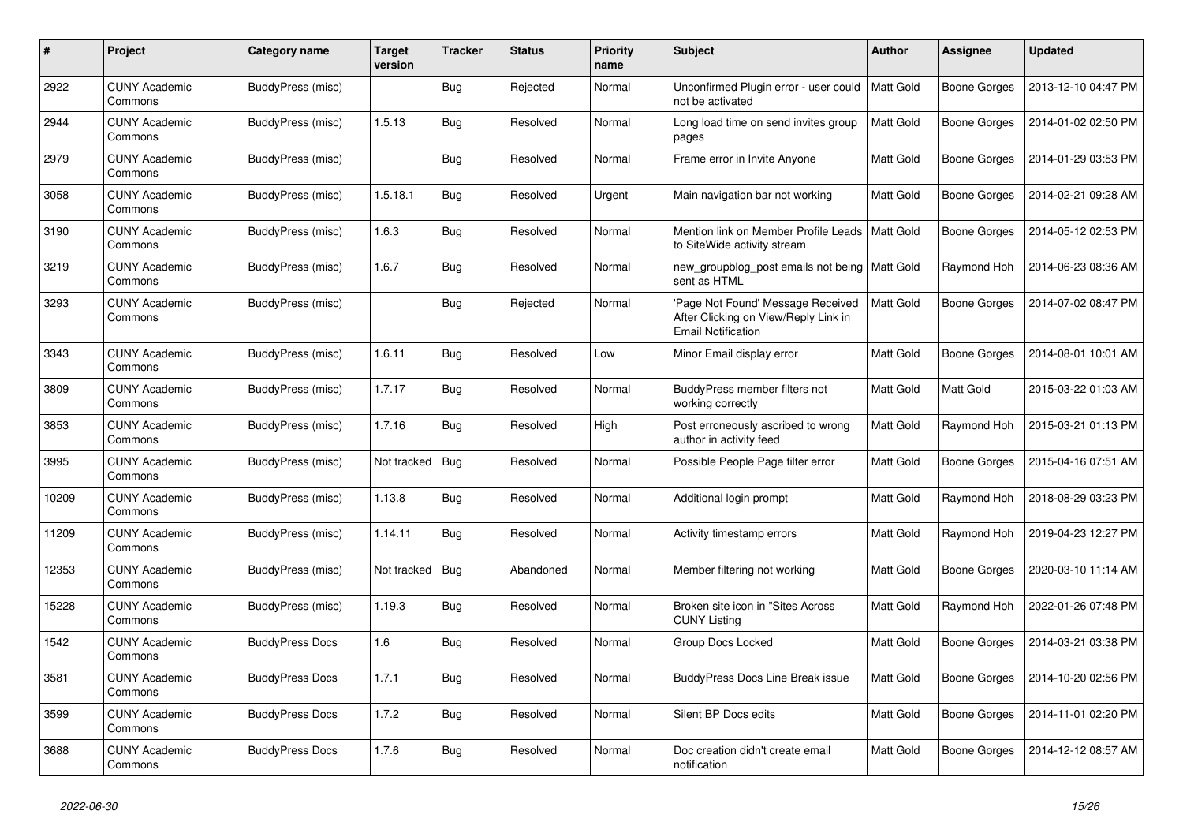| # | Project | Category name | Target version | Tracker | Status | Priority name | Subject | Author | Assignee | Updated |
|---|---|---|---|---|---|---|---|---|---|---|
| 2922 | CUNY Academic Commons | BuddyPress (misc) | | Bug | Rejected | Normal | Unconfirmed Plugin error - user could not be activated | Matt Gold | Boone Gorges | 2013-12-10 04:47 PM |
| 2944 | CUNY Academic Commons | BuddyPress (misc) | 1.5.13 | Bug | Resolved | Normal | Long load time on send invites group pages | Matt Gold | Boone Gorges | 2014-01-02 02:50 PM |
| 2979 | CUNY Academic Commons | BuddyPress (misc) | | Bug | Resolved | Normal | Frame error in Invite Anyone | Matt Gold | Boone Gorges | 2014-01-29 03:53 PM |
| 3058 | CUNY Academic Commons | BuddyPress (misc) | 1.5.18.1 | Bug | Resolved | Urgent | Main navigation bar not working | Matt Gold | Boone Gorges | 2014-02-21 09:28 AM |
| 3190 | CUNY Academic Commons | BuddyPress (misc) | 1.6.3 | Bug | Resolved | Normal | Mention link on Member Profile Leads to SiteWide activity stream | Matt Gold | Boone Gorges | 2014-05-12 02:53 PM |
| 3219 | CUNY Academic Commons | BuddyPress (misc) | 1.6.7 | Bug | Resolved | Normal | new_groupblog_post emails not being sent as HTML | Matt Gold | Raymond Hoh | 2014-06-23 08:36 AM |
| 3293 | CUNY Academic Commons | BuddyPress (misc) | | Bug | Rejected | Normal | 'Page Not Found' Message Received After Clicking on View/Reply Link in Email Notification | Matt Gold | Boone Gorges | 2014-07-02 08:47 PM |
| 3343 | CUNY Academic Commons | BuddyPress (misc) | 1.6.11 | Bug | Resolved | Low | Minor Email display error | Matt Gold | Boone Gorges | 2014-08-01 10:01 AM |
| 3809 | CUNY Academic Commons | BuddyPress (misc) | 1.7.17 | Bug | Resolved | Normal | BuddyPress member filters not working correctly | Matt Gold | Matt Gold | 2015-03-22 01:03 AM |
| 3853 | CUNY Academic Commons | BuddyPress (misc) | 1.7.16 | Bug | Resolved | High | Post erroneously ascribed to wrong author in activity feed | Matt Gold | Raymond Hoh | 2015-03-21 01:13 PM |
| 3995 | CUNY Academic Commons | BuddyPress (misc) | Not tracked | Bug | Resolved | Normal | Possible People Page filter error | Matt Gold | Boone Gorges | 2015-04-16 07:51 AM |
| 10209 | CUNY Academic Commons | BuddyPress (misc) | 1.13.8 | Bug | Resolved | Normal | Additional login prompt | Matt Gold | Raymond Hoh | 2018-08-29 03:23 PM |
| 11209 | CUNY Academic Commons | BuddyPress (misc) | 1.14.11 | Bug | Resolved | Normal | Activity timestamp errors | Matt Gold | Raymond Hoh | 2019-04-23 12:27 PM |
| 12353 | CUNY Academic Commons | BuddyPress (misc) | Not tracked | Bug | Abandoned | Normal | Member filtering not working | Matt Gold | Boone Gorges | 2020-03-10 11:14 AM |
| 15228 | CUNY Academic Commons | BuddyPress (misc) | 1.19.3 | Bug | Resolved | Normal | Broken site icon in "Sites Across CUNY Listing | Matt Gold | Raymond Hoh | 2022-01-26 07:48 PM |
| 1542 | CUNY Academic Commons | BuddyPress Docs | 1.6 | Bug | Resolved | Normal | Group Docs Locked | Matt Gold | Boone Gorges | 2014-03-21 03:38 PM |
| 3581 | CUNY Academic Commons | BuddyPress Docs | 1.7.1 | Bug | Resolved | Normal | BuddyPress Docs Line Break issue | Matt Gold | Boone Gorges | 2014-10-20 02:56 PM |
| 3599 | CUNY Academic Commons | BuddyPress Docs | 1.7.2 | Bug | Resolved | Normal | Silent BP Docs edits | Matt Gold | Boone Gorges | 2014-11-01 02:20 PM |
| 3688 | CUNY Academic Commons | BuddyPress Docs | 1.7.6 | Bug | Resolved | Normal | Doc creation didn't create email notification | Matt Gold | Boone Gorges | 2014-12-12 08:57 AM |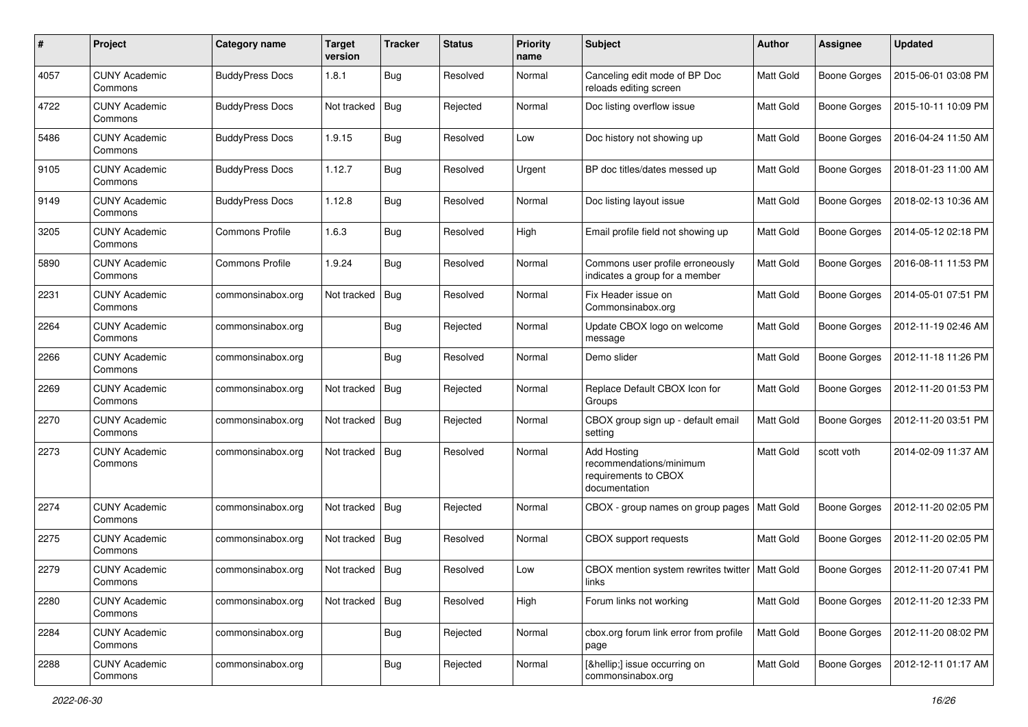| # | Project | Category name | Target version | Tracker | Status | Priority name | Subject | Author | Assignee | Updated |
|---|---|---|---|---|---|---|---|---|---|---|
| 4057 | CUNY Academic Commons | BuddyPress Docs | 1.8.1 | Bug | Resolved | Normal | Canceling edit mode of BP Doc reloads editing screen | Matt Gold | Boone Gorges | 2015-06-01 03:08 PM |
| 4722 | CUNY Academic Commons | BuddyPress Docs | Not tracked | Bug | Rejected | Normal | Doc listing overflow issue | Matt Gold | Boone Gorges | 2015-10-11 10:09 PM |
| 5486 | CUNY Academic Commons | BuddyPress Docs | 1.9.15 | Bug | Resolved | Low | Doc history not showing up | Matt Gold | Boone Gorges | 2016-04-24 11:50 AM |
| 9105 | CUNY Academic Commons | BuddyPress Docs | 1.12.7 | Bug | Resolved | Urgent | BP doc titles/dates messed up | Matt Gold | Boone Gorges | 2018-01-23 11:00 AM |
| 9149 | CUNY Academic Commons | BuddyPress Docs | 1.12.8 | Bug | Resolved | Normal | Doc listing layout issue | Matt Gold | Boone Gorges | 2018-02-13 10:36 AM |
| 3205 | CUNY Academic Commons | Commons Profile | 1.6.3 | Bug | Resolved | High | Email profile field not showing up | Matt Gold | Boone Gorges | 2014-05-12 02:18 PM |
| 5890 | CUNY Academic Commons | Commons Profile | 1.9.24 | Bug | Resolved | Normal | Commons user profile erroneously indicates a group for a member | Matt Gold | Boone Gorges | 2016-08-11 11:53 PM |
| 2231 | CUNY Academic Commons | commonsinabox.org | Not tracked | Bug | Resolved | Normal | Fix Header issue on Commonsinabox.org | Matt Gold | Boone Gorges | 2014-05-01 07:51 PM |
| 2264 | CUNY Academic Commons | commonsinabox.org | | Bug | Rejected | Normal | Update CBOX logo on welcome message | Matt Gold | Boone Gorges | 2012-11-19 02:46 AM |
| 2266 | CUNY Academic Commons | commonsinabox.org | | Bug | Resolved | Normal | Demo slider | Matt Gold | Boone Gorges | 2012-11-18 11:26 PM |
| 2269 | CUNY Academic Commons | commonsinabox.org | Not tracked | Bug | Rejected | Normal | Replace Default CBOX Icon for Groups | Matt Gold | Boone Gorges | 2012-11-20 01:53 PM |
| 2270 | CUNY Academic Commons | commonsinabox.org | Not tracked | Bug | Rejected | Normal | CBOX group sign up - default email setting | Matt Gold | Boone Gorges | 2012-11-20 03:51 PM |
| 2273 | CUNY Academic Commons | commonsinabox.org | Not tracked | Bug | Resolved | Normal | Add Hosting recommendations/minimum requirements to CBOX documentation | Matt Gold | scott voth | 2014-02-09 11:37 AM |
| 2274 | CUNY Academic Commons | commonsinabox.org | Not tracked | Bug | Rejected | Normal | CBOX - group names on group pages | Matt Gold | Boone Gorges | 2012-11-20 02:05 PM |
| 2275 | CUNY Academic Commons | commonsinabox.org | Not tracked | Bug | Resolved | Normal | CBOX support requests | Matt Gold | Boone Gorges | 2012-11-20 02:05 PM |
| 2279 | CUNY Academic Commons | commonsinabox.org | Not tracked | Bug | Resolved | Low | CBOX mention system rewrites twitter links | Matt Gold | Boone Gorges | 2012-11-20 07:41 PM |
| 2280 | CUNY Academic Commons | commonsinabox.org | Not tracked | Bug | Resolved | High | Forum links not working | Matt Gold | Boone Gorges | 2012-11-20 12:33 PM |
| 2284 | CUNY Academic Commons | commonsinabox.org | | Bug | Rejected | Normal | cbox.org forum link error from profile page | Matt Gold | Boone Gorges | 2012-11-20 08:02 PM |
| 2288 | CUNY Academic Commons | commonsinabox.org | | Bug | Rejected | Normal | [&hellip;] issue occurring on commonsinabox.org | Matt Gold | Boone Gorges | 2012-12-11 01:17 AM |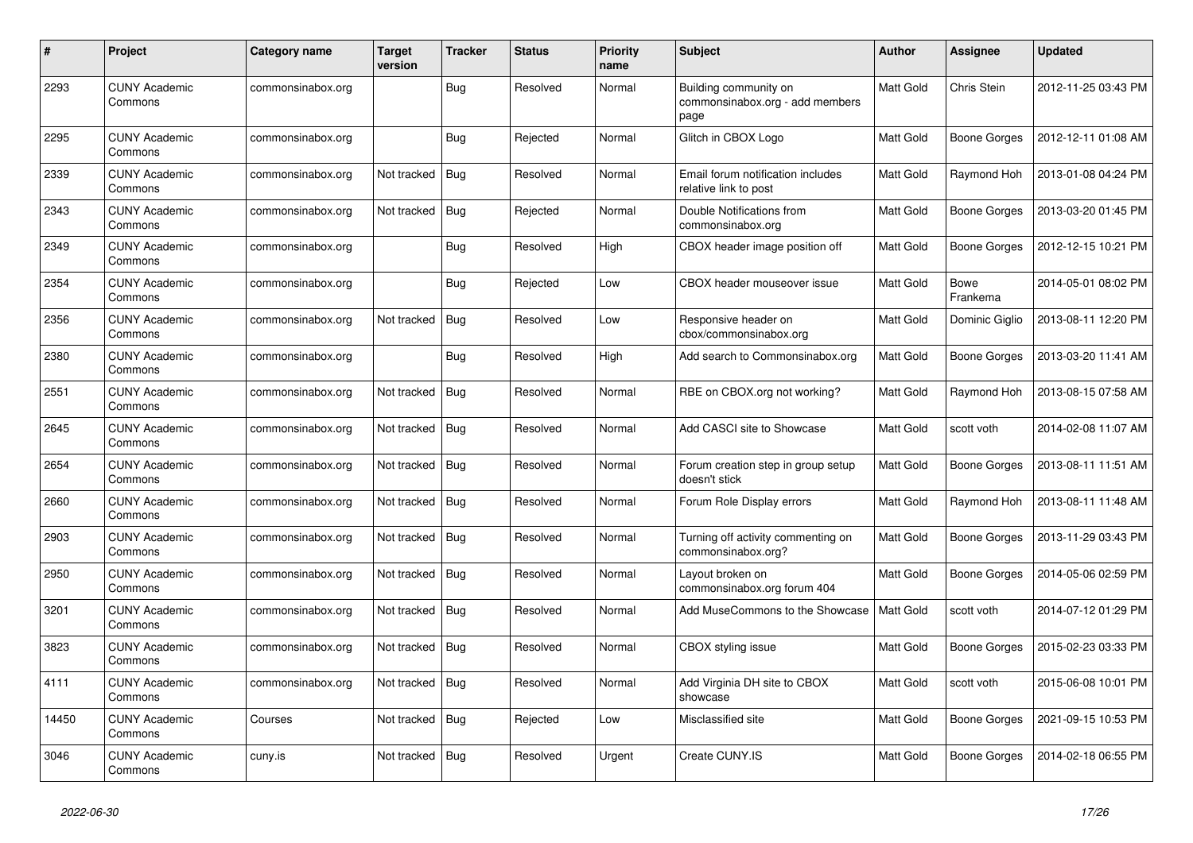| # | Project | Category name | Target version | Tracker | Status | Priority name | Subject | Author | Assignee | Updated |
|---|---|---|---|---|---|---|---|---|---|---|
| 2293 | CUNY Academic Commons | commonsinabox.org | | Bug | Resolved | Normal | Building community on commonsinabox.org - add members page | Matt Gold | Chris Stein | 2012-11-25 03:43 PM |
| 2295 | CUNY Academic Commons | commonsinabox.org | | Bug | Rejected | Normal | Glitch in CBOX Logo | Matt Gold | Boone Gorges | 2012-12-11 01:08 AM |
| 2339 | CUNY Academic Commons | commonsinabox.org | Not tracked | Bug | Resolved | Normal | Email forum notification includes relative link to post | Matt Gold | Raymond Hoh | 2013-01-08 04:24 PM |
| 2343 | CUNY Academic Commons | commonsinabox.org | Not tracked | Bug | Rejected | Normal | Double Notifications from commonsinabox.org | Matt Gold | Boone Gorges | 2013-03-20 01:45 PM |
| 2349 | CUNY Academic Commons | commonsinabox.org | | Bug | Resolved | High | CBOX header image position off | Matt Gold | Boone Gorges | 2012-12-15 10:21 PM |
| 2354 | CUNY Academic Commons | commonsinabox.org | | Bug | Rejected | Low | CBOX header mouseover issue | Matt Gold | Bowe Frankema | 2014-05-01 08:02 PM |
| 2356 | CUNY Academic Commons | commonsinabox.org | Not tracked | Bug | Resolved | Low | Responsive header on cbox/commonsinabox.org | Matt Gold | Dominic Giglio | 2013-08-11 12:20 PM |
| 2380 | CUNY Academic Commons | commonsinabox.org | | Bug | Resolved | High | Add search to Commonsinabox.org | Matt Gold | Boone Gorges | 2013-03-20 11:41 AM |
| 2551 | CUNY Academic Commons | commonsinabox.org | Not tracked | Bug | Resolved | Normal | RBE on CBOX.org not working? | Matt Gold | Raymond Hoh | 2013-08-15 07:58 AM |
| 2645 | CUNY Academic Commons | commonsinabox.org | Not tracked | Bug | Resolved | Normal | Add CASCI site to Showcase | Matt Gold | scott voth | 2014-02-08 11:07 AM |
| 2654 | CUNY Academic Commons | commonsinabox.org | Not tracked | Bug | Resolved | Normal | Forum creation step in group setup doesn't stick | Matt Gold | Boone Gorges | 2013-08-11 11:51 AM |
| 2660 | CUNY Academic Commons | commonsinabox.org | Not tracked | Bug | Resolved | Normal | Forum Role Display errors | Matt Gold | Raymond Hoh | 2013-08-11 11:48 AM |
| 2903 | CUNY Academic Commons | commonsinabox.org | Not tracked | Bug | Resolved | Normal | Turning off activity commenting on commonsinabox.org? | Matt Gold | Boone Gorges | 2013-11-29 03:43 PM |
| 2950 | CUNY Academic Commons | commonsinabox.org | Not tracked | Bug | Resolved | Normal | Layout broken on commonsinabox.org forum 404 | Matt Gold | Boone Gorges | 2014-05-06 02:59 PM |
| 3201 | CUNY Academic Commons | commonsinabox.org | Not tracked | Bug | Resolved | Normal | Add MuseCommons to the Showcase | Matt Gold | scott voth | 2014-07-12 01:29 PM |
| 3823 | CUNY Academic Commons | commonsinabox.org | Not tracked | Bug | Resolved | Normal | CBOX styling issue | Matt Gold | Boone Gorges | 2015-02-23 03:33 PM |
| 4111 | CUNY Academic Commons | commonsinabox.org | Not tracked | Bug | Resolved | Normal | Add Virginia DH site to CBOX showcase | Matt Gold | scott voth | 2015-06-08 10:01 PM |
| 14450 | CUNY Academic Commons | Courses | Not tracked | Bug | Rejected | Low | Misclassified site | Matt Gold | Boone Gorges | 2021-09-15 10:53 PM |
| 3046 | CUNY Academic Commons | cuny.is | Not tracked | Bug | Resolved | Urgent | Create CUNY.IS | Matt Gold | Boone Gorges | 2014-02-18 06:55 PM |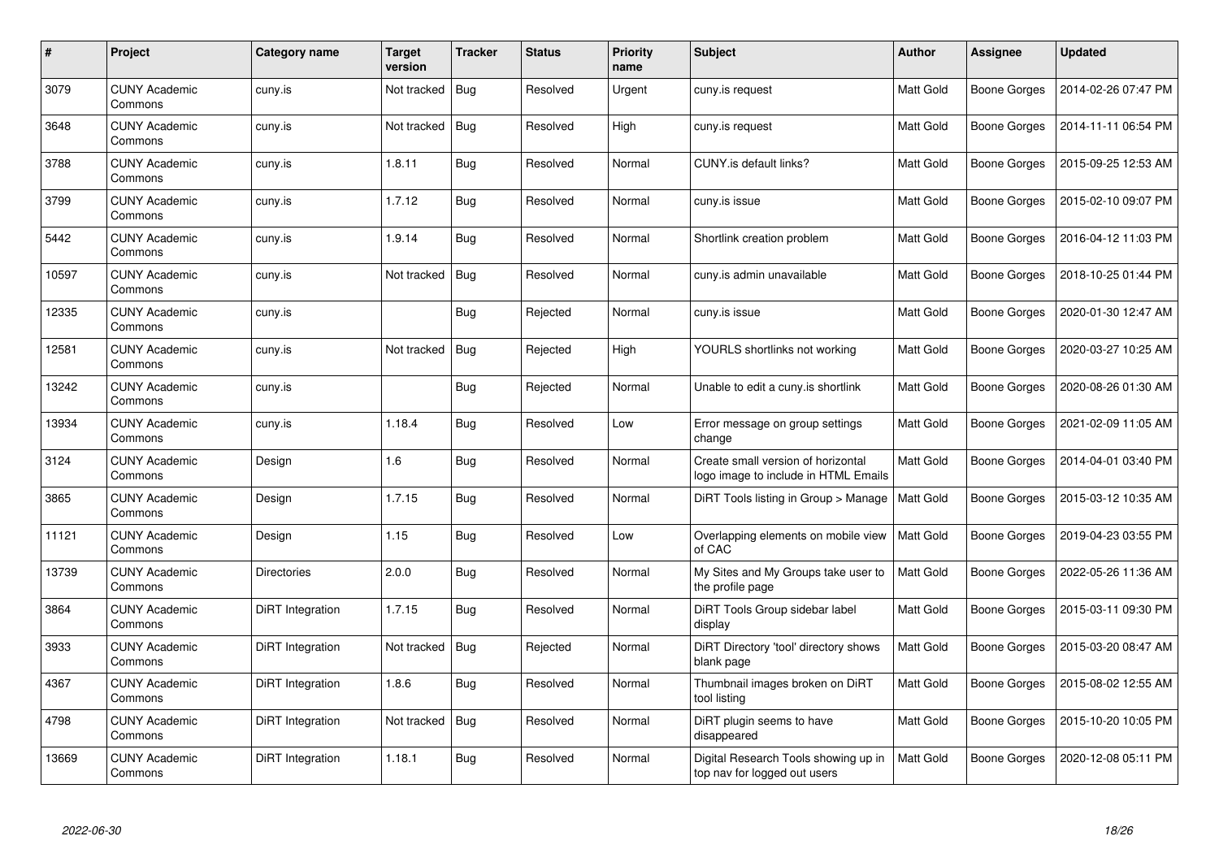| # | Project | Category name | Target version | Tracker | Status | Priority name | Subject | Author | Assignee | Updated |
|---|---|---|---|---|---|---|---|---|---|---|
| 3079 | CUNY Academic Commons | cuny.is | Not tracked | Bug | Resolved | Urgent | cuny.is request | Matt Gold | Boone Gorges | 2014-02-26 07:47 PM |
| 3648 | CUNY Academic Commons | cuny.is | Not tracked | Bug | Resolved | High | cuny.is request | Matt Gold | Boone Gorges | 2014-11-11 06:54 PM |
| 3788 | CUNY Academic Commons | cuny.is | 1.8.11 | Bug | Resolved | Normal | CUNY.is default links? | Matt Gold | Boone Gorges | 2015-09-25 12:53 AM |
| 3799 | CUNY Academic Commons | cuny.is | 1.7.12 | Bug | Resolved | Normal | cuny.is issue | Matt Gold | Boone Gorges | 2015-02-10 09:07 PM |
| 5442 | CUNY Academic Commons | cuny.is | 1.9.14 | Bug | Resolved | Normal | Shortlink creation problem | Matt Gold | Boone Gorges | 2016-04-12 11:03 PM |
| 10597 | CUNY Academic Commons | cuny.is | Not tracked | Bug | Resolved | Normal | cuny.is admin unavailable | Matt Gold | Boone Gorges | 2018-10-25 01:44 PM |
| 12335 | CUNY Academic Commons | cuny.is | | Bug | Rejected | Normal | cuny.is issue | Matt Gold | Boone Gorges | 2020-01-30 12:47 AM |
| 12581 | CUNY Academic Commons | cuny.is | Not tracked | Bug | Rejected | High | YOURLS shortlinks not working | Matt Gold | Boone Gorges | 2020-03-27 10:25 AM |
| 13242 | CUNY Academic Commons | cuny.is | | Bug | Rejected | Normal | Unable to edit a cuny.is shortlink | Matt Gold | Boone Gorges | 2020-08-26 01:30 AM |
| 13934 | CUNY Academic Commons | cuny.is | 1.18.4 | Bug | Resolved | Low | Error message on group settings change | Matt Gold | Boone Gorges | 2021-02-09 11:05 AM |
| 3124 | CUNY Academic Commons | Design | 1.6 | Bug | Resolved | Normal | Create small version of horizontal logo image to include in HTML Emails | Matt Gold | Boone Gorges | 2014-04-01 03:40 PM |
| 3865 | CUNY Academic Commons | Design | 1.7.15 | Bug | Resolved | Normal | DiRT Tools listing in Group > Manage | Matt Gold | Boone Gorges | 2015-03-12 10:35 AM |
| 11121 | CUNY Academic Commons | Design | 1.15 | Bug | Resolved | Low | Overlapping elements on mobile view of CAC | Matt Gold | Boone Gorges | 2019-04-23 03:55 PM |
| 13739 | CUNY Academic Commons | Directories | 2.0.0 | Bug | Resolved | Normal | My Sites and My Groups take user to the profile page | Matt Gold | Boone Gorges | 2022-05-26 11:36 AM |
| 3864 | CUNY Academic Commons | DiRT Integration | 1.7.15 | Bug | Resolved | Normal | DiRT Tools Group sidebar label display | Matt Gold | Boone Gorges | 2015-03-11 09:30 PM |
| 3933 | CUNY Academic Commons | DiRT Integration | Not tracked | Bug | Rejected | Normal | DiRT Directory 'tool' directory shows blank page | Matt Gold | Boone Gorges | 2015-03-20 08:47 AM |
| 4367 | CUNY Academic Commons | DiRT Integration | 1.8.6 | Bug | Resolved | Normal | Thumbnail images broken on DiRT tool listing | Matt Gold | Boone Gorges | 2015-08-02 12:55 AM |
| 4798 | CUNY Academic Commons | DiRT Integration | Not tracked | Bug | Resolved | Normal | DiRT plugin seems to have disappeared | Matt Gold | Boone Gorges | 2015-10-20 10:05 PM |
| 13669 | CUNY Academic Commons | DiRT Integration | 1.18.1 | Bug | Resolved | Normal | Digital Research Tools showing up in top nav for logged out users | Matt Gold | Boone Gorges | 2020-12-08 05:11 PM |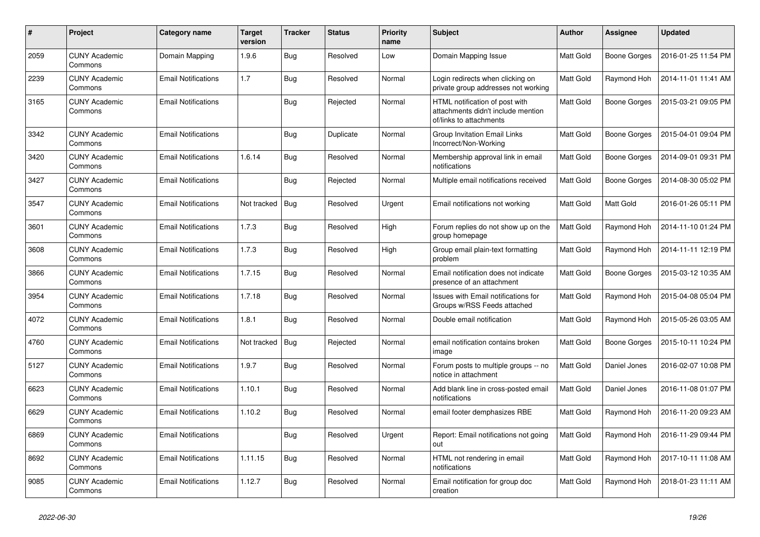| # | Project | Category name | Target version | Tracker | Status | Priority name | Subject | Author | Assignee | Updated |
|---|---|---|---|---|---|---|---|---|---|---|
| 2059 | CUNY Academic Commons | Domain Mapping | 1.9.6 | Bug | Resolved | Low | Domain Mapping Issue | Matt Gold | Boone Gorges | 2016-01-25 11:54 PM |
| 2239 | CUNY Academic Commons | Email Notifications | 1.7 | Bug | Resolved | Normal | Login redirects when clicking on private group addresses not working | Matt Gold | Raymond Hoh | 2014-11-01 11:41 AM |
| 3165 | CUNY Academic Commons | Email Notifications | | Bug | Rejected | Normal | HTML notification of post with attachments didn't include mention of/links to attachments | Matt Gold | Boone Gorges | 2015-03-21 09:05 PM |
| 3342 | CUNY Academic Commons | Email Notifications | | Bug | Duplicate | Normal | Group Invitation Email Links Incorrect/Non-Working | Matt Gold | Boone Gorges | 2015-04-01 09:04 PM |
| 3420 | CUNY Academic Commons | Email Notifications | 1.6.14 | Bug | Resolved | Normal | Membership approval link in email notifications | Matt Gold | Boone Gorges | 2014-09-01 09:31 PM |
| 3427 | CUNY Academic Commons | Email Notifications | | Bug | Rejected | Normal | Multiple email notifications received | Matt Gold | Boone Gorges | 2014-08-30 05:02 PM |
| 3547 | CUNY Academic Commons | Email Notifications | Not tracked | Bug | Resolved | Urgent | Email notifications not working | Matt Gold | Matt Gold | 2016-01-26 05:11 PM |
| 3601 | CUNY Academic Commons | Email Notifications | 1.7.3 | Bug | Resolved | High | Forum replies do not show up on the group homepage | Matt Gold | Raymond Hoh | 2014-11-10 01:24 PM |
| 3608 | CUNY Academic Commons | Email Notifications | 1.7.3 | Bug | Resolved | High | Group email plain-text formatting problem | Matt Gold | Raymond Hoh | 2014-11-11 12:19 PM |
| 3866 | CUNY Academic Commons | Email Notifications | 1.7.15 | Bug | Resolved | Normal | Email notification does not indicate presence of an attachment | Matt Gold | Boone Gorges | 2015-03-12 10:35 AM |
| 3954 | CUNY Academic Commons | Email Notifications | 1.7.18 | Bug | Resolved | Normal | Issues with Email notifications for Groups w/RSS Feeds attached | Matt Gold | Raymond Hoh | 2015-04-08 05:04 PM |
| 4072 | CUNY Academic Commons | Email Notifications | 1.8.1 | Bug | Resolved | Normal | Double email notification | Matt Gold | Raymond Hoh | 2015-05-26 03:05 AM |
| 4760 | CUNY Academic Commons | Email Notifications | Not tracked | Bug | Rejected | Normal | email notification contains broken image | Matt Gold | Boone Gorges | 2015-10-11 10:24 PM |
| 5127 | CUNY Academic Commons | Email Notifications | 1.9.7 | Bug | Resolved | Normal | Forum posts to multiple groups -- no notice in attachment | Matt Gold | Daniel Jones | 2016-02-07 10:08 PM |
| 6623 | CUNY Academic Commons | Email Notifications | 1.10.1 | Bug | Resolved | Normal | Add blank line in cross-posted email notifications | Matt Gold | Daniel Jones | 2016-11-08 01:07 PM |
| 6629 | CUNY Academic Commons | Email Notifications | 1.10.2 | Bug | Resolved | Normal | email footer demphasizes RBE | Matt Gold | Raymond Hoh | 2016-11-20 09:23 AM |
| 6869 | CUNY Academic Commons | Email Notifications | | Bug | Resolved | Urgent | Report: Email notifications not going out | Matt Gold | Raymond Hoh | 2016-11-29 09:44 PM |
| 8692 | CUNY Academic Commons | Email Notifications | 1.11.15 | Bug | Resolved | Normal | HTML not rendering in email notifications | Matt Gold | Raymond Hoh | 2017-10-11 11:08 AM |
| 9085 | CUNY Academic Commons | Email Notifications | 1.12.7 | Bug | Resolved | Normal | Email notification for group doc creation | Matt Gold | Raymond Hoh | 2018-01-23 11:11 AM |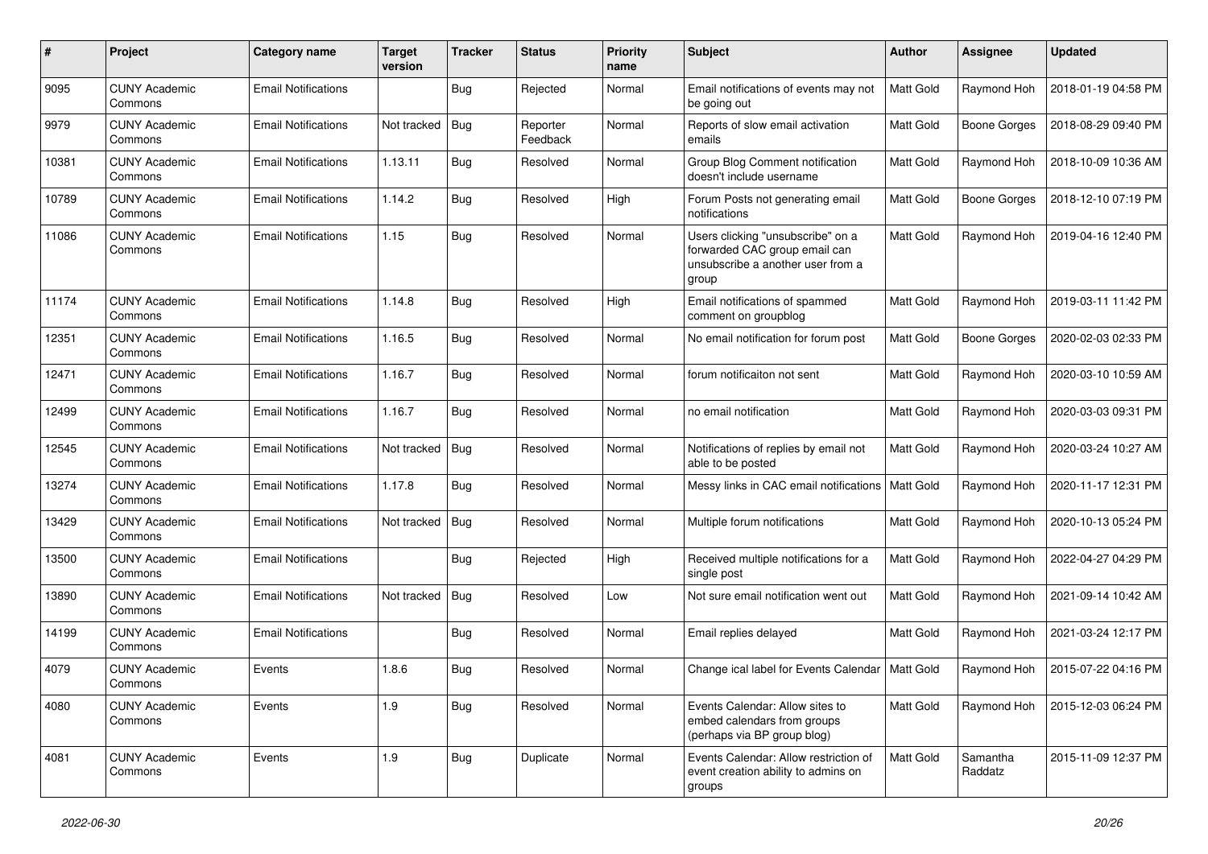| # | Project | Category name | Target version | Tracker | Status | Priority name | Subject | Author | Assignee | Updated |
|---|---|---|---|---|---|---|---|---|---|---|
| 9095 | CUNY Academic Commons | Email Notifications | | Bug | Rejected | Normal | Email notifications of events may not be going out | Matt Gold | Raymond Hoh | 2018-01-19 04:58 PM |
| 9979 | CUNY Academic Commons | Email Notifications | Not tracked | Bug | Reporter Feedback | Normal | Reports of slow email activation emails | Matt Gold | Boone Gorges | 2018-08-29 09:40 PM |
| 10381 | CUNY Academic Commons | Email Notifications | 1.13.11 | Bug | Resolved | Normal | Group Blog Comment notification doesn't include username | Matt Gold | Raymond Hoh | 2018-10-09 10:36 AM |
| 10789 | CUNY Academic Commons | Email Notifications | 1.14.2 | Bug | Resolved | High | Forum Posts not generating email notifications | Matt Gold | Boone Gorges | 2018-12-10 07:19 PM |
| 11086 | CUNY Academic Commons | Email Notifications | 1.15 | Bug | Resolved | Normal | Users clicking "unsubscribe" on a forwarded CAC group email can unsubscribe a another user from a group | Matt Gold | Raymond Hoh | 2019-04-16 12:40 PM |
| 11174 | CUNY Academic Commons | Email Notifications | 1.14.8 | Bug | Resolved | High | Email notifications of spammed comment on groupblog | Matt Gold | Raymond Hoh | 2019-03-11 11:42 PM |
| 12351 | CUNY Academic Commons | Email Notifications | 1.16.5 | Bug | Resolved | Normal | No email notification for forum post | Matt Gold | Boone Gorges | 2020-02-03 02:33 PM |
| 12471 | CUNY Academic Commons | Email Notifications | 1.16.7 | Bug | Resolved | Normal | forum notificaiton not sent | Matt Gold | Raymond Hoh | 2020-03-10 10:59 AM |
| 12499 | CUNY Academic Commons | Email Notifications | 1.16.7 | Bug | Resolved | Normal | no email notification | Matt Gold | Raymond Hoh | 2020-03-03 09:31 PM |
| 12545 | CUNY Academic Commons | Email Notifications | Not tracked | Bug | Resolved | Normal | Notifications of replies by email not able to be posted | Matt Gold | Raymond Hoh | 2020-03-24 10:27 AM |
| 13274 | CUNY Academic Commons | Email Notifications | 1.17.8 | Bug | Resolved | Normal | Messy links in CAC email notifications | Matt Gold | Raymond Hoh | 2020-11-17 12:31 PM |
| 13429 | CUNY Academic Commons | Email Notifications | Not tracked | Bug | Resolved | Normal | Multiple forum notifications | Matt Gold | Raymond Hoh | 2020-10-13 05:24 PM |
| 13500 | CUNY Academic Commons | Email Notifications | | Bug | Rejected | High | Received multiple notifications for a single post | Matt Gold | Raymond Hoh | 2022-04-27 04:29 PM |
| 13890 | CUNY Academic Commons | Email Notifications | Not tracked | Bug | Resolved | Low | Not sure email notification went out | Matt Gold | Raymond Hoh | 2021-09-14 10:42 AM |
| 14199 | CUNY Academic Commons | Email Notifications | | Bug | Resolved | Normal | Email replies delayed | Matt Gold | Raymond Hoh | 2021-03-24 12:17 PM |
| 4079 | CUNY Academic Commons | Events | 1.8.6 | Bug | Resolved | Normal | Change ical label for Events Calendar | Matt Gold | Raymond Hoh | 2015-07-22 04:16 PM |
| 4080 | CUNY Academic Commons | Events | 1.9 | Bug | Resolved | Normal | Events Calendar: Allow sites to embed calendars from groups (perhaps via BP group blog) | Matt Gold | Raymond Hoh | 2015-12-03 06:24 PM |
| 4081 | CUNY Academic Commons | Events | 1.9 | Bug | Duplicate | Normal | Events Calendar: Allow restriction of event creation ability to admins on groups | Matt Gold | Samantha Raddatz | 2015-11-09 12:37 PM |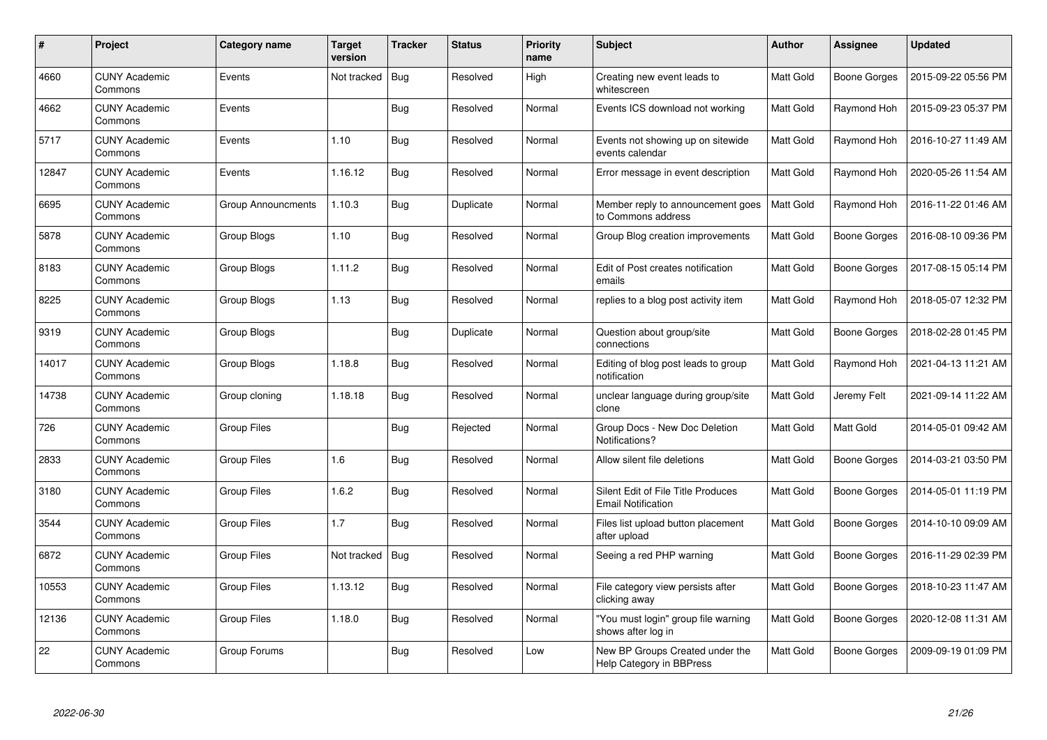| # | Project | Category name | Target version | Tracker | Status | Priority name | Subject | Author | Assignee | Updated |
|---|---|---|---|---|---|---|---|---|---|---|
| 4660 | CUNY Academic Commons | Events | Not tracked | Bug | Resolved | High | Creating new event leads to whitescreen | Matt Gold | Boone Gorges | 2015-09-22 05:56 PM |
| 4662 | CUNY Academic Commons | Events | | Bug | Resolved | Normal | Events ICS download not working | Matt Gold | Raymond Hoh | 2015-09-23 05:37 PM |
| 5717 | CUNY Academic Commons | Events | 1.10 | Bug | Resolved | Normal | Events not showing up on sitewide events calendar | Matt Gold | Raymond Hoh | 2016-10-27 11:49 AM |
| 12847 | CUNY Academic Commons | Events | 1.16.12 | Bug | Resolved | Normal | Error message in event description | Matt Gold | Raymond Hoh | 2020-05-26 11:54 AM |
| 6695 | CUNY Academic Commons | Group Announcments | 1.10.3 | Bug | Duplicate | Normal | Member reply to announcement goes to Commons address | Matt Gold | Raymond Hoh | 2016-11-22 01:46 AM |
| 5878 | CUNY Academic Commons | Group Blogs | 1.10 | Bug | Resolved | Normal | Group Blog creation improvements | Matt Gold | Boone Gorges | 2016-08-10 09:36 PM |
| 8183 | CUNY Academic Commons | Group Blogs | 1.11.2 | Bug | Resolved | Normal | Edit of Post creates notification emails | Matt Gold | Boone Gorges | 2017-08-15 05:14 PM |
| 8225 | CUNY Academic Commons | Group Blogs | 1.13 | Bug | Resolved | Normal | replies to a blog post activity item | Matt Gold | Raymond Hoh | 2018-05-07 12:32 PM |
| 9319 | CUNY Academic Commons | Group Blogs | | Bug | Duplicate | Normal | Question about group/site connections | Matt Gold | Boone Gorges | 2018-02-28 01:45 PM |
| 14017 | CUNY Academic Commons | Group Blogs | 1.18.8 | Bug | Resolved | Normal | Editing of blog post leads to group notification | Matt Gold | Raymond Hoh | 2021-04-13 11:21 AM |
| 14738 | CUNY Academic Commons | Group cloning | 1.18.18 | Bug | Resolved | Normal | unclear language during group/site clone | Matt Gold | Jeremy Felt | 2021-09-14 11:22 AM |
| 726 | CUNY Academic Commons | Group Files | | Bug | Rejected | Normal | Group Docs - New Doc Deletion Notifications? | Matt Gold | Matt Gold | 2014-05-01 09:42 AM |
| 2833 | CUNY Academic Commons | Group Files | 1.6 | Bug | Resolved | Normal | Allow silent file deletions | Matt Gold | Boone Gorges | 2014-03-21 03:50 PM |
| 3180 | CUNY Academic Commons | Group Files | 1.6.2 | Bug | Resolved | Normal | Silent Edit of File Title Produces Email Notification | Matt Gold | Boone Gorges | 2014-05-01 11:19 PM |
| 3544 | CUNY Academic Commons | Group Files | 1.7 | Bug | Resolved | Normal | Files list upload button placement after upload | Matt Gold | Boone Gorges | 2014-10-10 09:09 AM |
| 6872 | CUNY Academic Commons | Group Files | Not tracked | Bug | Resolved | Normal | Seeing a red PHP warning | Matt Gold | Boone Gorges | 2016-11-29 02:39 PM |
| 10553 | CUNY Academic Commons | Group Files | 1.13.12 | Bug | Resolved | Normal | File category view persists after clicking away | Matt Gold | Boone Gorges | 2018-10-23 11:47 AM |
| 12136 | CUNY Academic Commons | Group Files | 1.18.0 | Bug | Resolved | Normal | "You must login" group file warning shows after log in | Matt Gold | Boone Gorges | 2020-12-08 11:31 AM |
| 22 | CUNY Academic Commons | Group Forums | | Bug | Resolved | Low | New BP Groups Created under the Help Category in BBPress | Matt Gold | Boone Gorges | 2009-09-19 01:09 PM |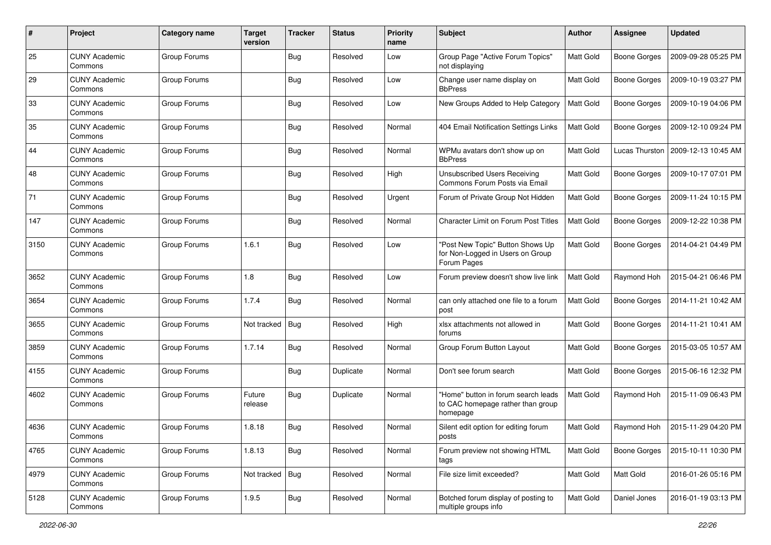| # | Project | Category name | Target version | Tracker | Status | Priority name | Subject | Author | Assignee | Updated |
|---|---|---|---|---|---|---|---|---|---|---|
| 25 | CUNY Academic Commons | Group Forums | | Bug | Resolved | Low | Group Page "Active Forum Topics" not displaying | Matt Gold | Boone Gorges | 2009-09-28 05:25 PM |
| 29 | CUNY Academic Commons | Group Forums | | Bug | Resolved | Low | Change user name display on BbPress | Matt Gold | Boone Gorges | 2009-10-19 03:27 PM |
| 33 | CUNY Academic Commons | Group Forums | | Bug | Resolved | Low | New Groups Added to Help Category | Matt Gold | Boone Gorges | 2009-10-19 04:06 PM |
| 35 | CUNY Academic Commons | Group Forums | | Bug | Resolved | Normal | 404 Email Notification Settings Links | Matt Gold | Boone Gorges | 2009-12-10 09:24 PM |
| 44 | CUNY Academic Commons | Group Forums | | Bug | Resolved | Normal | WPMu avatars don't show up on BbPress | Matt Gold | Lucas Thurston | 2009-12-13 10:45 AM |
| 48 | CUNY Academic Commons | Group Forums | | Bug | Resolved | High | Unsubscribed Users Receiving Commons Forum Posts via Email | Matt Gold | Boone Gorges | 2009-10-17 07:01 PM |
| 71 | CUNY Academic Commons | Group Forums | | Bug | Resolved | Urgent | Forum of Private Group Not Hidden | Matt Gold | Boone Gorges | 2009-11-24 10:15 PM |
| 147 | CUNY Academic Commons | Group Forums | | Bug | Resolved | Normal | Character Limit on Forum Post Titles | Matt Gold | Boone Gorges | 2009-12-22 10:38 PM |
| 3150 | CUNY Academic Commons | Group Forums | 1.6.1 | Bug | Resolved | Low | "Post New Topic" Button Shows Up for Non-Logged in Users on Group Forum Pages | Matt Gold | Boone Gorges | 2014-04-21 04:49 PM |
| 3652 | CUNY Academic Commons | Group Forums | 1.8 | Bug | Resolved | Low | Forum preview doesn't show live link | Matt Gold | Raymond Hoh | 2015-04-21 06:46 PM |
| 3654 | CUNY Academic Commons | Group Forums | 1.7.4 | Bug | Resolved | Normal | can only attached one file to a forum post | Matt Gold | Boone Gorges | 2014-11-21 10:42 AM |
| 3655 | CUNY Academic Commons | Group Forums | Not tracked | Bug | Resolved | High | xlsx attachments not allowed in forums | Matt Gold | Boone Gorges | 2014-11-21 10:41 AM |
| 3859 | CUNY Academic Commons | Group Forums | 1.7.14 | Bug | Resolved | Normal | Group Forum Button Layout | Matt Gold | Boone Gorges | 2015-03-05 10:57 AM |
| 4155 | CUNY Academic Commons | Group Forums | | Bug | Duplicate | Normal | Don't see forum search | Matt Gold | Boone Gorges | 2015-06-16 12:32 PM |
| 4602 | CUNY Academic Commons | Group Forums | Future release | Bug | Duplicate | Normal | "Home" button in forum search leads to CAC homepage rather than group homepage | Matt Gold | Raymond Hoh | 2015-11-09 06:43 PM |
| 4636 | CUNY Academic Commons | Group Forums | 1.8.18 | Bug | Resolved | Normal | Silent edit option for editing forum posts | Matt Gold | Raymond Hoh | 2015-11-29 04:20 PM |
| 4765 | CUNY Academic Commons | Group Forums | 1.8.13 | Bug | Resolved | Normal | Forum preview not showing HTML tags | Matt Gold | Boone Gorges | 2015-10-11 10:30 PM |
| 4979 | CUNY Academic Commons | Group Forums | Not tracked | Bug | Resolved | Normal | File size limit exceeded? | Matt Gold | Matt Gold | 2016-01-26 05:16 PM |
| 5128 | CUNY Academic Commons | Group Forums | 1.9.5 | Bug | Resolved | Normal | Botched forum display of posting to multiple groups info | Matt Gold | Daniel Jones | 2016-01-19 03:13 PM |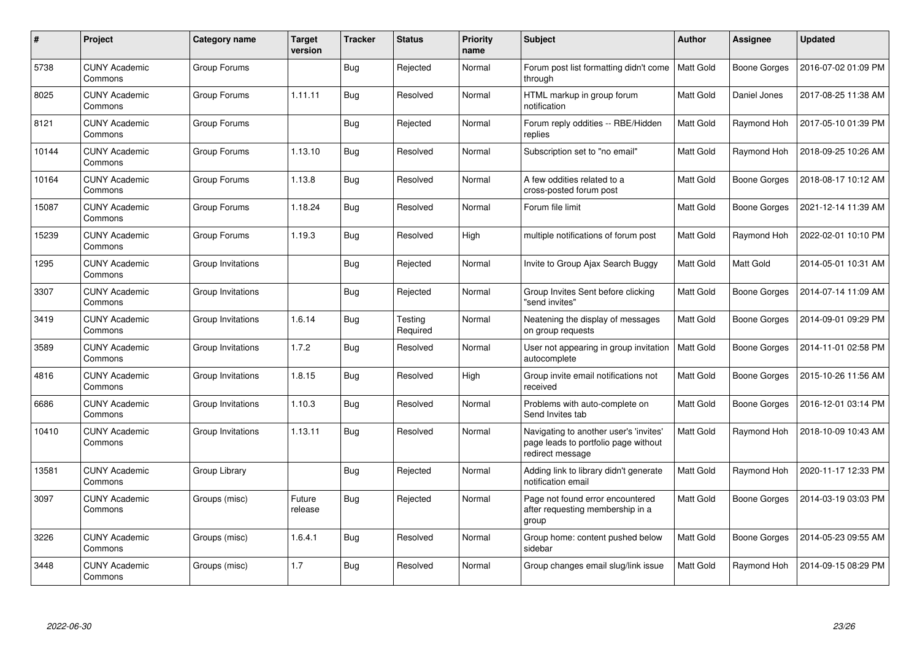| # | Project | Category name | Target version | Tracker | Status | Priority name | Subject | Author | Assignee | Updated |
|---|---|---|---|---|---|---|---|---|---|---|
| 5738 | CUNY Academic Commons | Group Forums | | Bug | Rejected | Normal | Forum post list formatting didn't come through | Matt Gold | Boone Gorges | 2016-07-02 01:09 PM |
| 8025 | CUNY Academic Commons | Group Forums | 1.11.11 | Bug | Resolved | Normal | HTML markup in group forum notification | Matt Gold | Daniel Jones | 2017-08-25 11:38 AM |
| 8121 | CUNY Academic Commons | Group Forums | | Bug | Rejected | Normal | Forum reply oddities -- RBE/Hidden replies | Matt Gold | Raymond Hoh | 2017-05-10 01:39 PM |
| 10144 | CUNY Academic Commons | Group Forums | 1.13.10 | Bug | Resolved | Normal | Subscription set to "no email" | Matt Gold | Raymond Hoh | 2018-09-25 10:26 AM |
| 10164 | CUNY Academic Commons | Group Forums | 1.13.8 | Bug | Resolved | Normal | A few oddities related to a cross-posted forum post | Matt Gold | Boone Gorges | 2018-08-17 10:12 AM |
| 15087 | CUNY Academic Commons | Group Forums | 1.18.24 | Bug | Resolved | Normal | Forum file limit | Matt Gold | Boone Gorges | 2021-12-14 11:39 AM |
| 15239 | CUNY Academic Commons | Group Forums | 1.19.3 | Bug | Resolved | High | multiple notifications of forum post | Matt Gold | Raymond Hoh | 2022-02-01 10:10 PM |
| 1295 | CUNY Academic Commons | Group Invitations | | Bug | Rejected | Normal | Invite to Group Ajax Search Buggy | Matt Gold | Matt Gold | 2014-05-01 10:31 AM |
| 3307 | CUNY Academic Commons | Group Invitations | | Bug | Rejected | Normal | Group Invites Sent before clicking "send invites" | Matt Gold | Boone Gorges | 2014-07-14 11:09 AM |
| 3419 | CUNY Academic Commons | Group Invitations | 1.6.14 | Bug | Testing Required | Normal | Neatening the display of messages on group requests | Matt Gold | Boone Gorges | 2014-09-01 09:29 PM |
| 3589 | CUNY Academic Commons | Group Invitations | 1.7.2 | Bug | Resolved | Normal | User not appearing in group invitation autocomplete | Matt Gold | Boone Gorges | 2014-11-01 02:58 PM |
| 4816 | CUNY Academic Commons | Group Invitations | 1.8.15 | Bug | Resolved | High | Group invite email notifications not received | Matt Gold | Boone Gorges | 2015-10-26 11:56 AM |
| 6686 | CUNY Academic Commons | Group Invitations | 1.10.3 | Bug | Resolved | Normal | Problems with auto-complete on Send Invites tab | Matt Gold | Boone Gorges | 2016-12-01 03:14 PM |
| 10410 | CUNY Academic Commons | Group Invitations | 1.13.11 | Bug | Resolved | Normal | Navigating to another user's 'invites' page leads to portfolio page without redirect message | Matt Gold | Raymond Hoh | 2018-10-09 10:43 AM |
| 13581 | CUNY Academic Commons | Group Library | | Bug | Rejected | Normal | Adding link to library didn't generate notification email | Matt Gold | Raymond Hoh | 2020-11-17 12:33 PM |
| 3097 | CUNY Academic Commons | Groups (misc) | Future release | Bug | Rejected | Normal | Page not found error encountered after requesting membership in a group | Matt Gold | Boone Gorges | 2014-03-19 03:03 PM |
| 3226 | CUNY Academic Commons | Groups (misc) | 1.6.4.1 | Bug | Resolved | Normal | Group home: content pushed below sidebar | Matt Gold | Boone Gorges | 2014-05-23 09:55 AM |
| 3448 | CUNY Academic Commons | Groups (misc) | 1.7 | Bug | Resolved | Normal | Group changes email slug/link issue | Matt Gold | Raymond Hoh | 2014-09-15 08:29 PM |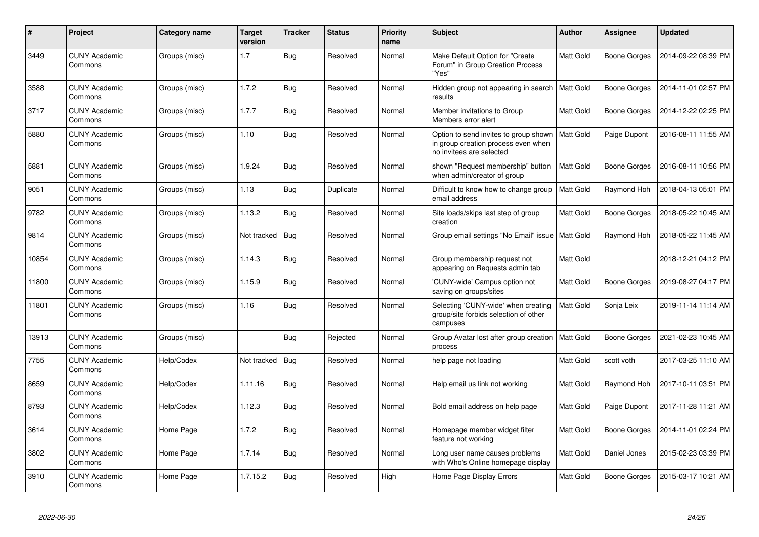| # | Project | Category name | Target version | Tracker | Status | Priority name | Subject | Author | Assignee | Updated |
|---|---|---|---|---|---|---|---|---|---|---|
| 3449 | CUNY Academic Commons | Groups (misc) | 1.7 | Bug | Resolved | Normal | Make Default Option for "Create Forum" in Group Creation Process "Yes" | Matt Gold | Boone Gorges | 2014-09-22 08:39 PM |
| 3588 | CUNY Academic Commons | Groups (misc) | 1.7.2 | Bug | Resolved | Normal | Hidden group not appearing in search results | Matt Gold | Boone Gorges | 2014-11-01 02:57 PM |
| 3717 | CUNY Academic Commons | Groups (misc) | 1.7.7 | Bug | Resolved | Normal | Member invitations to Group Members error alert | Matt Gold | Boone Gorges | 2014-12-22 02:25 PM |
| 5880 | CUNY Academic Commons | Groups (misc) | 1.10 | Bug | Resolved | Normal | Option to send invites to group shown in group creation process even when no invitees are selected | Matt Gold | Paige Dupont | 2016-08-11 11:55 AM |
| 5881 | CUNY Academic Commons | Groups (misc) | 1.9.24 | Bug | Resolved | Normal | shown "Request membership" button when admin/creator of group | Matt Gold | Boone Gorges | 2016-08-11 10:56 PM |
| 9051 | CUNY Academic Commons | Groups (misc) | 1.13 | Bug | Duplicate | Normal | Difficult to know how to change group email address | Matt Gold | Raymond Hoh | 2018-04-13 05:01 PM |
| 9782 | CUNY Academic Commons | Groups (misc) | 1.13.2 | Bug | Resolved | Normal | Site loads/skips last step of group creation | Matt Gold | Boone Gorges | 2018-05-22 10:45 AM |
| 9814 | CUNY Academic Commons | Groups (misc) | Not tracked | Bug | Resolved | Normal | Group email settings "No Email" issue | Matt Gold | Raymond Hoh | 2018-05-22 11:45 AM |
| 10854 | CUNY Academic Commons | Groups (misc) | 1.14.3 | Bug | Resolved | Normal | Group membership request not appearing on Requests admin tab | Matt Gold | | 2018-12-21 04:12 PM |
| 11800 | CUNY Academic Commons | Groups (misc) | 1.15.9 | Bug | Resolved | Normal | 'CUNY-wide' Campus option not saving on groups/sites | Matt Gold | Boone Gorges | 2019-08-27 04:17 PM |
| 11801 | CUNY Academic Commons | Groups (misc) | 1.16 | Bug | Resolved | Normal | Selecting 'CUNY-wide' when creating group/site forbids selection of other campuses | Matt Gold | Sonja Leix | 2019-11-14 11:14 AM |
| 13913 | CUNY Academic Commons | Groups (misc) | | Bug | Rejected | Normal | Group Avatar lost after group creation process | Matt Gold | Boone Gorges | 2021-02-23 10:45 AM |
| 7755 | CUNY Academic Commons | Help/Codex | Not tracked | Bug | Resolved | Normal | help page not loading | Matt Gold | scott voth | 2017-03-25 11:10 AM |
| 8659 | CUNY Academic Commons | Help/Codex | 1.11.16 | Bug | Resolved | Normal | Help email us link not working | Matt Gold | Raymond Hoh | 2017-10-11 03:51 PM |
| 8793 | CUNY Academic Commons | Help/Codex | 1.12.3 | Bug | Resolved | Normal | Bold email address on help page | Matt Gold | Paige Dupont | 2017-11-28 11:21 AM |
| 3614 | CUNY Academic Commons | Home Page | 1.7.2 | Bug | Resolved | Normal | Homepage member widget filter feature not working | Matt Gold | Boone Gorges | 2014-11-01 02:24 PM |
| 3802 | CUNY Academic Commons | Home Page | 1.7.14 | Bug | Resolved | Normal | Long user name causes problems with Who's Online homepage display | Matt Gold | Daniel Jones | 2015-02-23 03:39 PM |
| 3910 | CUNY Academic Commons | Home Page | 1.7.15.2 | Bug | Resolved | High | Home Page Display Errors | Matt Gold | Boone Gorges | 2015-03-17 10:21 AM |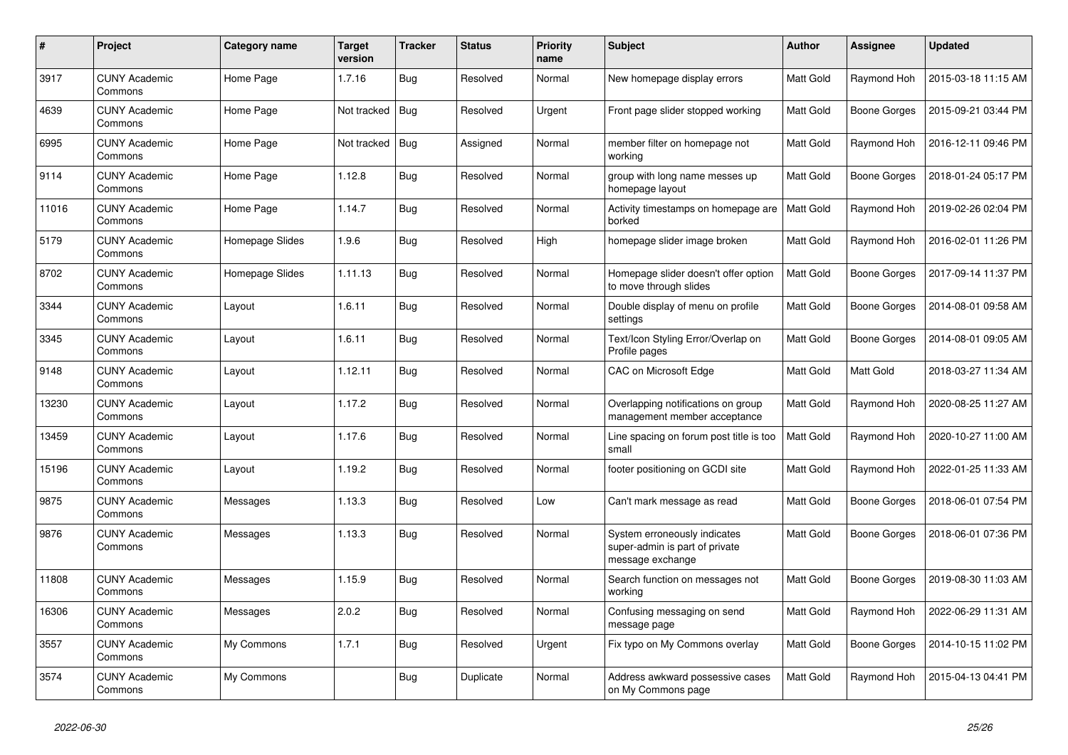| # | Project | Category name | Target version | Tracker | Status | Priority name | Subject | Author | Assignee | Updated |
|---|---|---|---|---|---|---|---|---|---|---|
| 3917 | CUNY Academic Commons | Home Page | 1.7.16 | Bug | Resolved | Normal | New homepage display errors | Matt Gold | Raymond Hoh | 2015-03-18 11:15 AM |
| 4639 | CUNY Academic Commons | Home Page | Not tracked | Bug | Resolved | Urgent | Front page slider stopped working | Matt Gold | Boone Gorges | 2015-09-21 03:44 PM |
| 6995 | CUNY Academic Commons | Home Page | Not tracked | Bug | Assigned | Normal | member filter on homepage not working | Matt Gold | Raymond Hoh | 2016-12-11 09:46 PM |
| 9114 | CUNY Academic Commons | Home Page | 1.12.8 | Bug | Resolved | Normal | group with long name messes up homepage layout | Matt Gold | Boone Gorges | 2018-01-24 05:17 PM |
| 11016 | CUNY Academic Commons | Home Page | 1.14.7 | Bug | Resolved | Normal | Activity timestamps on homepage are borked | Matt Gold | Raymond Hoh | 2019-02-26 02:04 PM |
| 5179 | CUNY Academic Commons | Homepage Slides | 1.9.6 | Bug | Resolved | High | homepage slider image broken | Matt Gold | Raymond Hoh | 2016-02-01 11:26 PM |
| 8702 | CUNY Academic Commons | Homepage Slides | 1.11.13 | Bug | Resolved | Normal | Homepage slider doesn't offer option to move through slides | Matt Gold | Boone Gorges | 2017-09-14 11:37 PM |
| 3344 | CUNY Academic Commons | Layout | 1.6.11 | Bug | Resolved | Normal | Double display of menu on profile settings | Matt Gold | Boone Gorges | 2014-08-01 09:58 AM |
| 3345 | CUNY Academic Commons | Layout | 1.6.11 | Bug | Resolved | Normal | Text/Icon Styling Error/Overlap on Profile pages | Matt Gold | Boone Gorges | 2014-08-01 09:05 AM |
| 9148 | CUNY Academic Commons | Layout | 1.12.11 | Bug | Resolved | Normal | CAC on Microsoft Edge | Matt Gold | Matt Gold | 2018-03-27 11:34 AM |
| 13230 | CUNY Academic Commons | Layout | 1.17.2 | Bug | Resolved | Normal | Overlapping notifications on group management member acceptance | Matt Gold | Raymond Hoh | 2020-08-25 11:27 AM |
| 13459 | CUNY Academic Commons | Layout | 1.17.6 | Bug | Resolved | Normal | Line spacing on forum post title is too small | Matt Gold | Raymond Hoh | 2020-10-27 11:00 AM |
| 15196 | CUNY Academic Commons | Layout | 1.19.2 | Bug | Resolved | Normal | footer positioning on GCDI site | Matt Gold | Raymond Hoh | 2022-01-25 11:33 AM |
| 9875 | CUNY Academic Commons | Messages | 1.13.3 | Bug | Resolved | Low | Can't mark message as read | Matt Gold | Boone Gorges | 2018-06-01 07:54 PM |
| 9876 | CUNY Academic Commons | Messages | 1.13.3 | Bug | Resolved | Normal | System erroneously indicates super-admin is part of private message exchange | Matt Gold | Boone Gorges | 2018-06-01 07:36 PM |
| 11808 | CUNY Academic Commons | Messages | 1.15.9 | Bug | Resolved | Normal | Search function on messages not working | Matt Gold | Boone Gorges | 2019-08-30 11:03 AM |
| 16306 | CUNY Academic Commons | Messages | 2.0.2 | Bug | Resolved | Normal | Confusing messaging on send message page | Matt Gold | Raymond Hoh | 2022-06-29 11:31 AM |
| 3557 | CUNY Academic Commons | My Commons | 1.7.1 | Bug | Resolved | Urgent | Fix typo on My Commons overlay | Matt Gold | Boone Gorges | 2014-10-15 11:02 PM |
| 3574 | CUNY Academic Commons | My Commons | | Bug | Duplicate | Normal | Address awkward possessive cases on My Commons page | Matt Gold | Raymond Hoh | 2015-04-13 04:41 PM |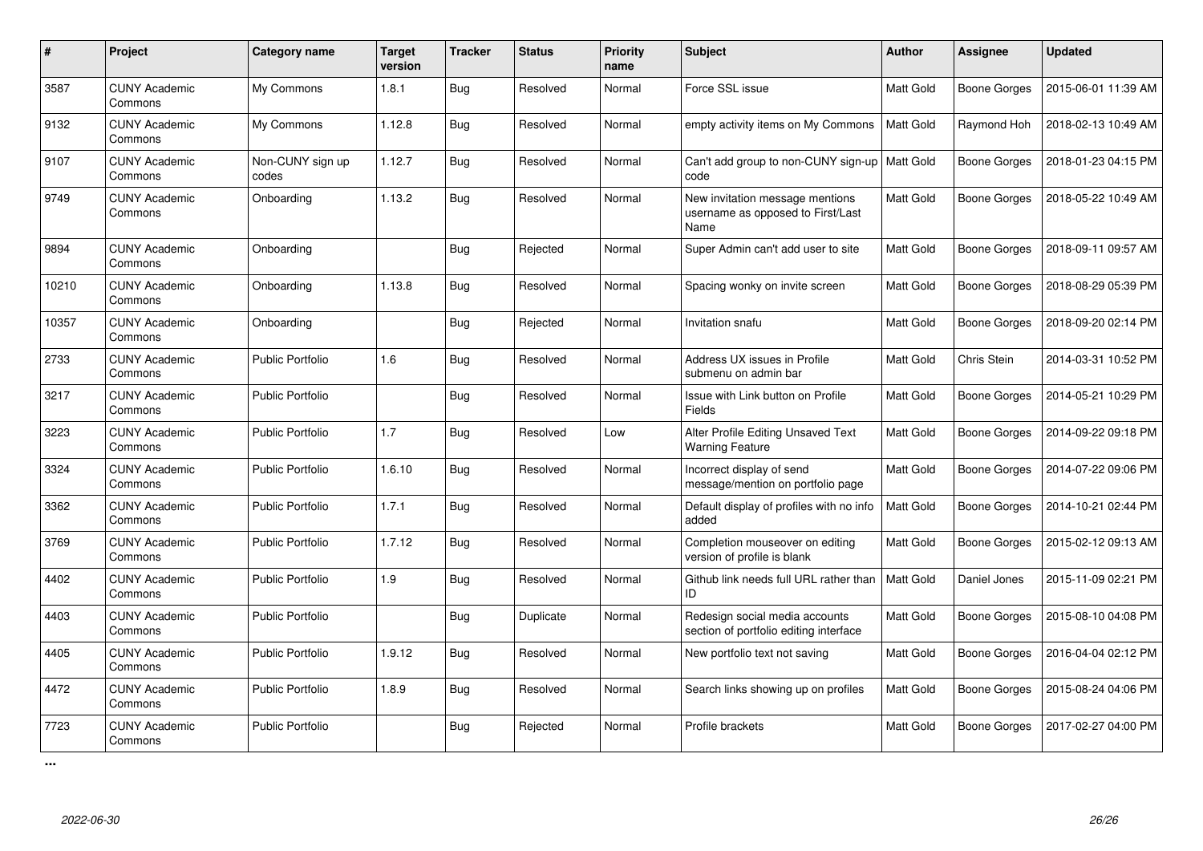| # | Project | Category name | Target version | Tracker | Status | Priority name | Subject | Author | Assignee | Updated |
|---|---|---|---|---|---|---|---|---|---|---|
| 3587 | CUNY Academic Commons | My Commons | 1.8.1 | Bug | Resolved | Normal | Force SSL issue | Matt Gold | Boone Gorges | 2015-06-01 11:39 AM |
| 9132 | CUNY Academic Commons | My Commons | 1.12.8 | Bug | Resolved | Normal | empty activity items on My Commons | Matt Gold | Raymond Hoh | 2018-02-13 10:49 AM |
| 9107 | CUNY Academic Commons | Non-CUNY sign up codes | 1.12.7 | Bug | Resolved | Normal | Can't add group to non-CUNY sign-up code | Matt Gold | Boone Gorges | 2018-01-23 04:15 PM |
| 9749 | CUNY Academic Commons | Onboarding | 1.13.2 | Bug | Resolved | Normal | New invitation message mentions username as opposed to First/Last Name | Matt Gold | Boone Gorges | 2018-05-22 10:49 AM |
| 9894 | CUNY Academic Commons | Onboarding | | Bug | Rejected | Normal | Super Admin can't add user to site | Matt Gold | Boone Gorges | 2018-09-11 09:57 AM |
| 10210 | CUNY Academic Commons | Onboarding | 1.13.8 | Bug | Resolved | Normal | Spacing wonky on invite screen | Matt Gold | Boone Gorges | 2018-08-29 05:39 PM |
| 10357 | CUNY Academic Commons | Onboarding | | Bug | Rejected | Normal | Invitation snafu | Matt Gold | Boone Gorges | 2018-09-20 02:14 PM |
| 2733 | CUNY Academic Commons | Public Portfolio | 1.6 | Bug | Resolved | Normal | Address UX issues in Profile submenu on admin bar | Matt Gold | Chris Stein | 2014-03-31 10:52 PM |
| 3217 | CUNY Academic Commons | Public Portfolio | | Bug | Resolved | Normal | Issue with Link button on Profile Fields | Matt Gold | Boone Gorges | 2014-05-21 10:29 PM |
| 3223 | CUNY Academic Commons | Public Portfolio | 1.7 | Bug | Resolved | Low | Alter Profile Editing Unsaved Text Warning Feature | Matt Gold | Boone Gorges | 2014-09-22 09:18 PM |
| 3324 | CUNY Academic Commons | Public Portfolio | 1.6.10 | Bug | Resolved | Normal | Incorrect display of send message/mention on portfolio page | Matt Gold | Boone Gorges | 2014-07-22 09:06 PM |
| 3362 | CUNY Academic Commons | Public Portfolio | 1.7.1 | Bug | Resolved | Normal | Default display of profiles with no info added | Matt Gold | Boone Gorges | 2014-10-21 02:44 PM |
| 3769 | CUNY Academic Commons | Public Portfolio | 1.7.12 | Bug | Resolved | Normal | Completion mouseover on editing version of profile is blank | Matt Gold | Boone Gorges | 2015-02-12 09:13 AM |
| 4402 | CUNY Academic Commons | Public Portfolio | 1.9 | Bug | Resolved | Normal | Github link needs full URL rather than ID | Matt Gold | Daniel Jones | 2015-11-09 02:21 PM |
| 4403 | CUNY Academic Commons | Public Portfolio | | Bug | Duplicate | Normal | Redesign social media accounts section of portfolio editing interface | Matt Gold | Boone Gorges | 2015-08-10 04:08 PM |
| 4405 | CUNY Academic Commons | Public Portfolio | 1.9.12 | Bug | Resolved | Normal | New portfolio text not saving | Matt Gold | Boone Gorges | 2016-04-04 02:12 PM |
| 4472 | CUNY Academic Commons | Public Portfolio | 1.8.9 | Bug | Resolved | Normal | Search links showing up on profiles | Matt Gold | Boone Gorges | 2015-08-24 04:06 PM |
| 7723 | CUNY Academic Commons | Public Portfolio | | Bug | Rejected | Normal | Profile brackets | Matt Gold | Boone Gorges | 2017-02-27 04:00 PM |

...